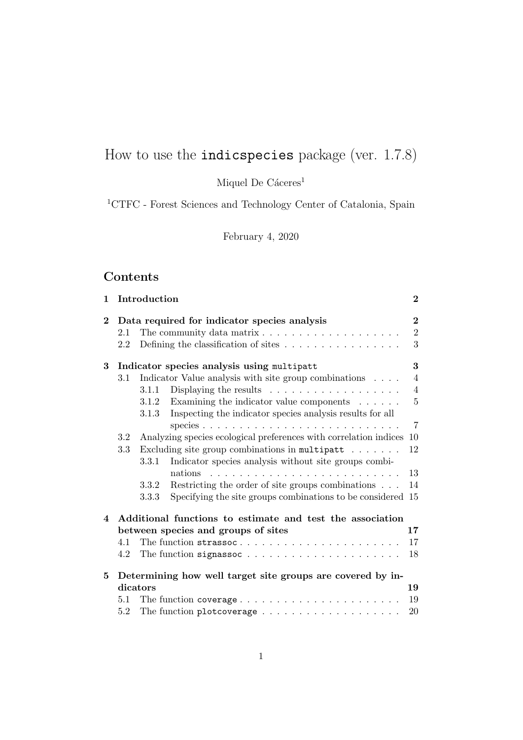# How to use the `indicspecies` package (ver. 1.7.8)

Miquel De Cáceres[1]

[1]CTFC - Forest Sciences and Technology Center of Catalonia, Spain

February 4, 2020

## Contents

**1 Introduction** **2**

**2 Data required for indicator species analysis** **2**
- 2.1 The community data matrix . . . . . . . . . . . . . . . . . . . 2
- 2.2 Defining the classification of sites . . . . . . . . . . . . . . . . 3

**3 Indicator species analysis using `multipatt`** **3**
- 3.1 Indicator Value analysis with site group combinations . . . . 4
  - 3.1.1 Displaying the results . . . . . . . . . . . . . . . . . . 4
  - 3.1.2 Examining the indicator value components . . . . . . 5
  - 3.1.3 Inspecting the indicator species analysis results for all species . . . . . . . . . . . . . . . . . . . . . . . . . . . 7
- 3.2 Analyzing species ecological preferences with correlation indices 10
- 3.3 Excluding site group combinations in `multipatt` . . . . . . . 12
  - 3.3.1 Indicator species analysis without site groups combinations . . . . . . . . . . . . . . . . . . . . . . . . . . 13
  - 3.3.2 Restricting the order of site groups combinations . . . 14
  - 3.3.3 Specifying the site groups combinations to be considered 15

**4 Additional functions to estimate and test the association between species and groups of sites** **17**
- 4.1 The function `strassoc` . . . . . . . . . . . . . . . . . . . . . . 17
- 4.2 The function `signassoc` . . . . . . . . . . . . . . . . . . . . . 18

**5 Determining how well target site groups are covered by indicators** **19**
- 5.1 The function `coverage` . . . . . . . . . . . . . . . . . . . . . . 19
- 5.2 The function `plotcoverage` . . . . . . . . . . . . . . . . . . . 20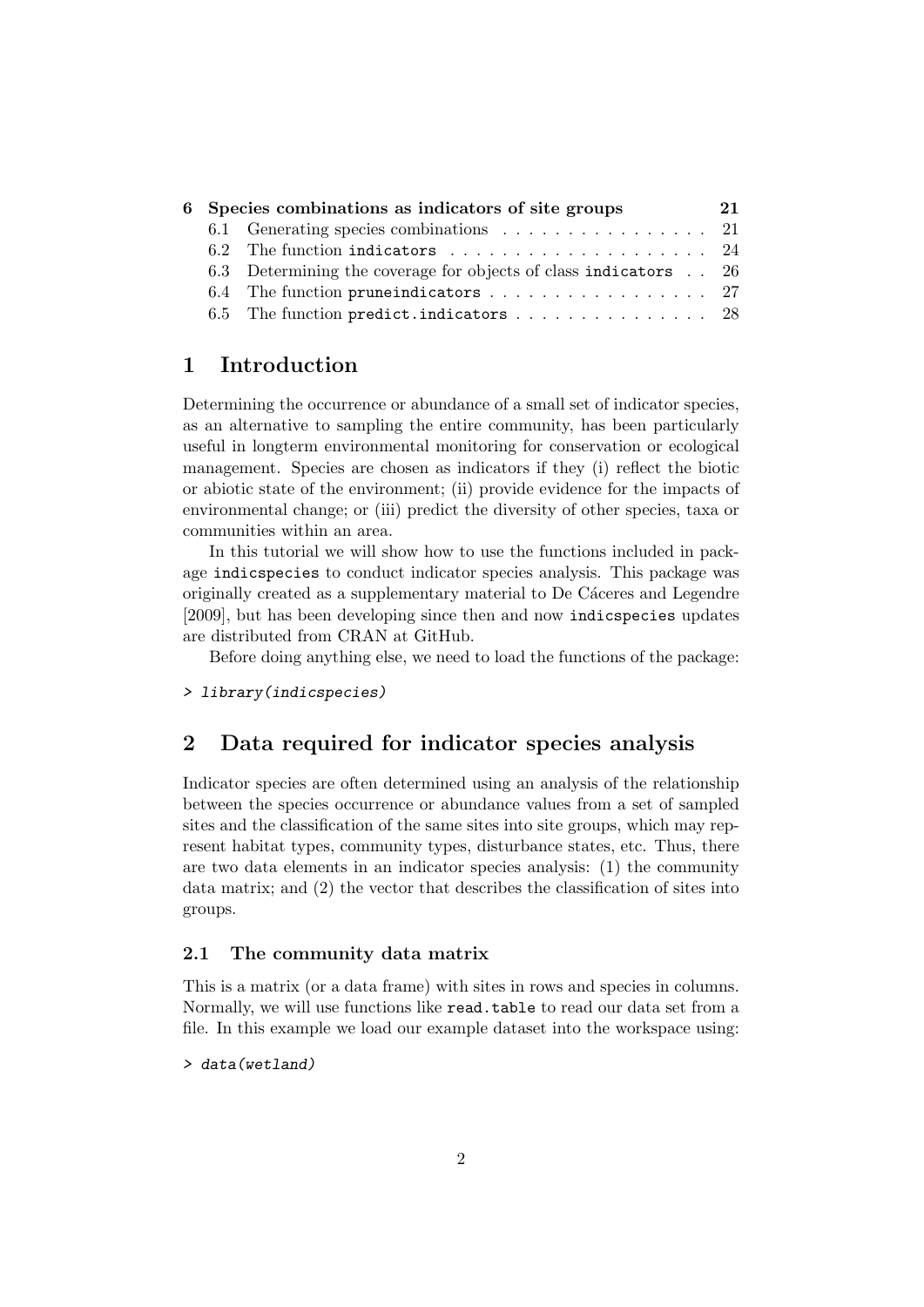| 6 Species combinations as indicators of site groups | 21 |
|---|---|
| 6.1 Generating species combinations | 21 |
| 6.2 The function `indicators` | 24 |
| 6.3 Determining the coverage for objects of class `indicators` | 26 |
| 6.4 The function `pruneindicators` | 27 |
| 6.5 The function `predict.indicators` | 28 |

# 1 Introduction

Determining the occurrence or abundance of a small set of indicator species, as an alternative to sampling the entire community, has been particularly useful in longterm environmental monitoring for conservation or ecological management. Species are chosen as indicators if they (i) reflect the biotic or abiotic state of the environment; (ii) provide evidence for the impacts of environmental change; or (iii) predict the diversity of other species, taxa or communities within an area.

In this tutorial we will show how to use the functions included in package `indicspecies` to conduct indicator species analysis. This package was originally created as a supplementary material to De Cáceres and Legendre [2009], but has been developing since then and now `indicspecies` updates are distributed from CRAN at GitHub.

Before doing anything else, we need to load the functions of the package:

```
> library(indicspecies)
```

# 2 Data required for indicator species analysis

Indicator species are often determined using an analysis of the relationship between the species occurrence or abundance values from a set of sampled sites and the classification of the same sites into site groups, which may represent habitat types, community types, disturbance states, etc. Thus, there are two data elements in an indicator species analysis: (1) the community data matrix; and (2) the vector that describes the classification of sites into groups.

## 2.1 The community data matrix

This is a matrix (or a data frame) with sites in rows and species in columns. Normally, we will use functions like `read.table` to read our data set from a file. In this example we load our example dataset into the workspace using:

```
> data(wetland)
```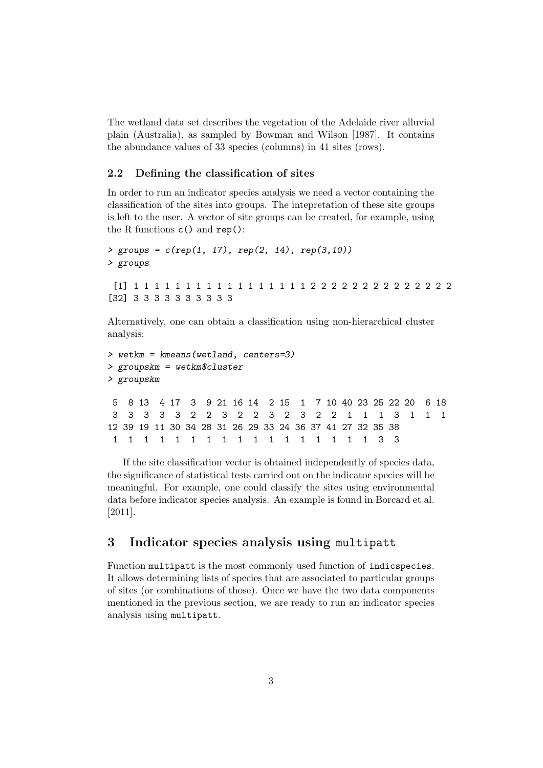The wetland data set describes the vegetation of the Adelaide river alluvial plain (Australia), as sampled by Bowman and Wilson [1987]. It contains the abundance values of 33 species (columns) in 41 sites (rows).

### 2.2 Defining the classification of sites

In order to run an indicator species analysis we need a vector containing the classification of the sites into groups. The intepretation of these site groups is left to the user. A vector of site groups can be created, for example, using the R functions `c()` and `rep()`:

```
> groups = c(rep(1, 17), rep(2, 14), rep(3,10))
> groups

 [1] 1 1 1 1 1 1 1 1 1 1 1 1 1 1 1 1 1 2 2 2 2 2 2 2 2 2 2 2 2 2 2
[32] 3 3 3 3 3 3 3 3 3 3
```

Alternatively, one can obtain a classification using non-hierarchical cluster analysis:

```
> wetkm = kmeans(wetland, centers=3)
> groupskm = wetkm$cluster
> groupskm

 5  8 13  4 17  3  9 21 16 14  2 15  1  7 10 40 23 25 22 20  6 18
 3  3  3  3  3  2  2  3  2  2  3  2  3  2  2  1  1  1  3  1  1  1
12 39 19 11 30 34 28 31 26 29 33 24 36 37 41 27 32 35 38
 1  1  1  1  1  1  1  1  1  1  1  1  1  1  1  1  1  3  3
```

If the site classification vector is obtained independently of species data, the significance of statistical tests carried out on the indicator species will be meaningful. For example, one could classify the sites using environmental data before indicator species analysis. An example is found in Borcard et al. [2011].

## 3 Indicator species analysis using `multipatt`

Function `multipatt` is the most commonly used function of `indicspecies`. It allows determining lists of species that are associated to particular groups of sites (or combinations of those). Once we have the two data components mentioned in the previous section, we are ready to run an indicator species analysis using `multipatt`.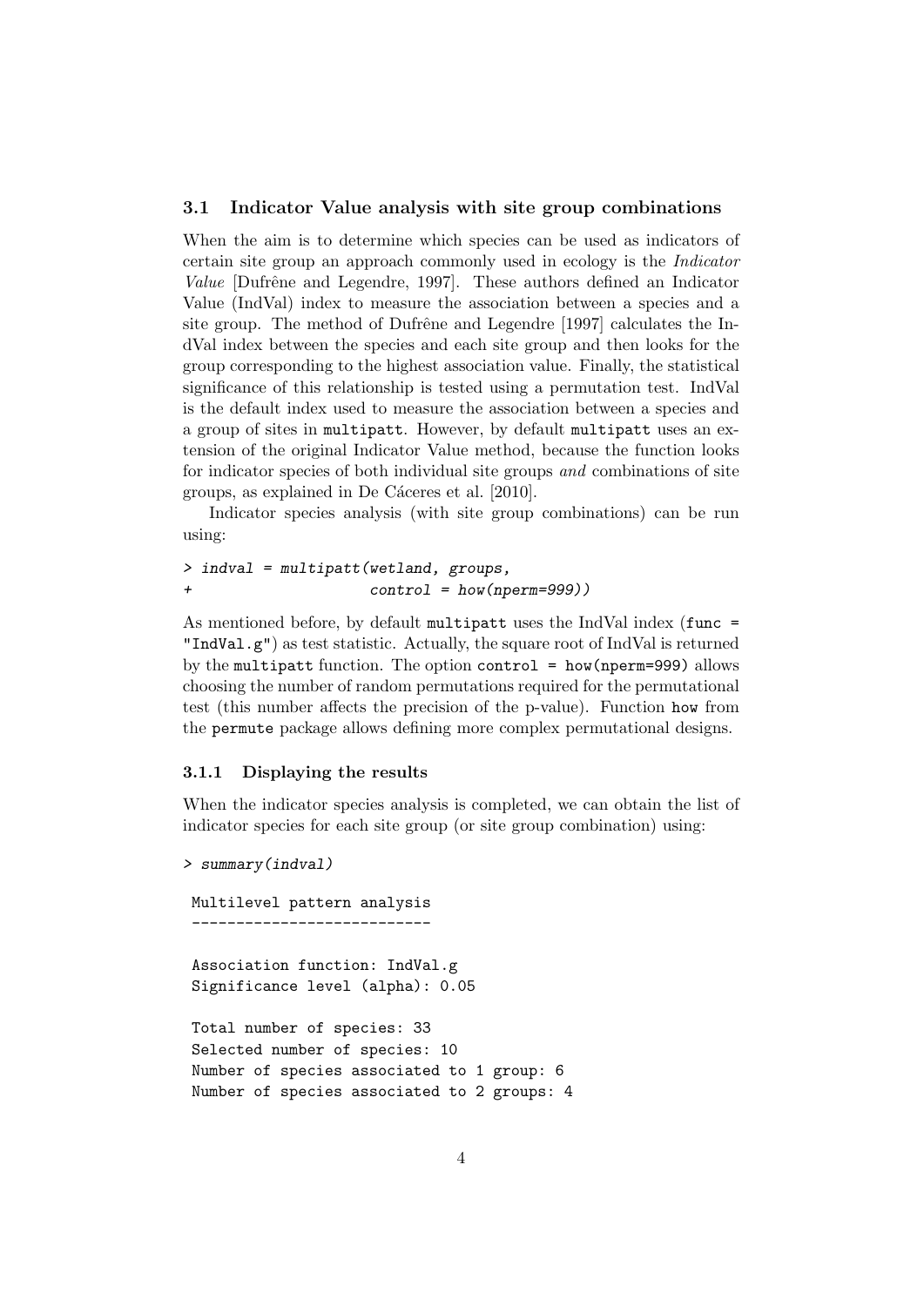## 3.1 Indicator Value analysis with site group combinations

When the aim is to determine which species can be used as indicators of certain site group an approach commonly used in ecology is the *Indicator Value* [Dufrêne and Legendre, 1997]. These authors defined an Indicator Value (IndVal) index to measure the association between a species and a site group. The method of Dufrêne and Legendre [1997] calculates the IndVal index between the species and each site group and then looks for the group corresponding to the highest association value. Finally, the statistical significance of this relationship is tested using a permutation test. IndVal is the default index used to measure the association between a species and a group of sites in `multipatt`. However, by default `multipatt` uses an extension of the original Indicator Value method, because the function looks for indicator species of both individual site groups *and* combinations of site groups, as explained in De Cáceres et al. [2010].

Indicator species analysis (with site group combinations) can be run using:

```
> indval = multipatt(wetland, groups,
+                     control = how(nperm=999))
```

As mentioned before, by default `multipatt` uses the IndVal index (`func = "IndVal.g"`) as test statistic. Actually, the square root of IndVal is returned by the `multipatt` function. The option `control = how(nperm=999)` allows choosing the number of random permutations required for the permutational test (this number affects the precision of the p-value). Function `how` from the `permute` package allows defining more complex permutational designs.

### 3.1.1 Displaying the results

When the indicator species analysis is completed, we can obtain the list of indicator species for each site group (or site group combination) using:

```
> summary(indval)

 Multilevel pattern analysis
 ---------------------------

 Association function: IndVal.g
 Significance level (alpha): 0.05

 Total number of species: 33
 Selected number of species: 10
 Number of species associated to 1 group: 6
 Number of species associated to 2 groups: 4
```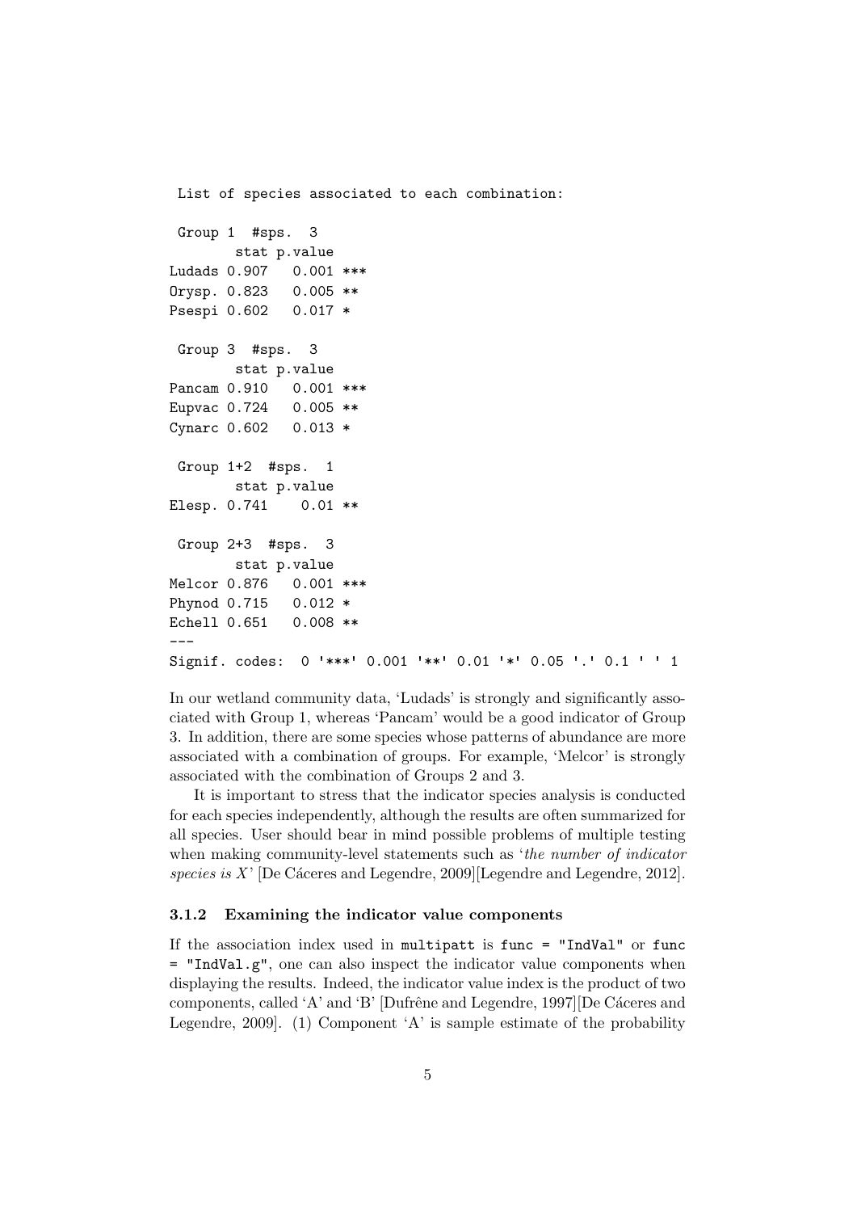```
 List of species associated to each combination: 

 Group 1  #sps.  3 
       stat p.value    
Ludads 0.907   0.001 ***
Orysp. 0.823   0.005 ** 
Psespi 0.602   0.017 *  

 Group 3  #sps.  3 
       stat p.value    
Pancam 0.910   0.001 ***
Eupvac 0.724   0.005 ** 
Cynarc 0.602   0.013 *  

 Group 1+2  #sps.  1 
       stat p.value   
Elesp. 0.741    0.01 **

 Group 2+3  #sps.  3 
       stat p.value    
Melcor 0.876   0.001 ***
Phynod 0.715   0.012 *  
Echell 0.651   0.008 ** 
---
Signif. codes:  0 '***' 0.001 '**' 0.01 '*' 0.05 '.' 0.1 ' ' 1 
```

In our wetland community data, 'Ludads' is strongly and significantly associated with Group 1, whereas 'Pancam' would be a good indicator of Group 3. In addition, there are some species whose patterns of abundance are more associated with a combination of groups. For example, 'Melcor' is strongly associated with the combination of Groups 2 and 3.

It is important to stress that the indicator species analysis is conducted for each species independently, although the results are often summarized for all species. User should bear in mind possible problems of multiple testing when making community-level statements such as '*the number of indicator species is X*' [De Cáceres and Legendre, 2009][Legendre and Legendre, 2012].

### 3.1.2 Examining the indicator value components

If the association index used in `multipatt` is `func = "IndVal"` or `func = "IndVal.g"`, one can also inspect the indicator value components when displaying the results. Indeed, the indicator value index is the product of two components, called 'A' and 'B' [Dufrêne and Legendre, 1997][De Cáceres and Legendre, 2009]. (1) Component 'A' is sample estimate of the probability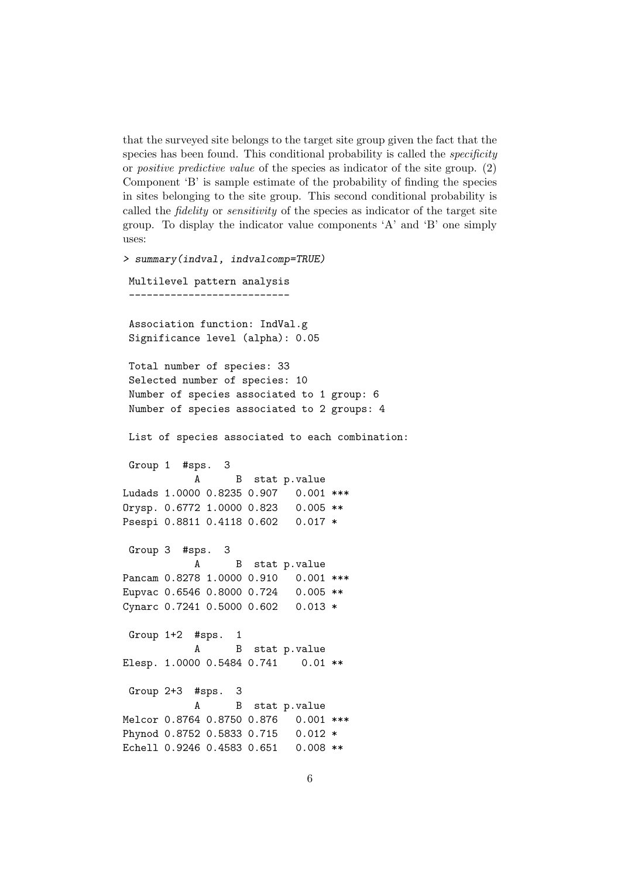that the surveyed site belongs to the target site group given the fact that the species has been found. This conditional probability is called the *specificity* or *positive predictive value* of the species as indicator of the site group. (2) Component 'B' is sample estimate of the probability of finding the species in sites belonging to the site group. This second conditional probability is called the *fidelity* or *sensitivity* of the species as indicator of the target site group. To display the indicator value components 'A' and 'B' one simply uses:

```
> summary(indval, indvalcomp=TRUE)

 Multilevel pattern analysis
 ---------------------------

 Association function: IndVal.g
 Significance level (alpha): 0.05

 Total number of species: 33
 Selected number of species: 10
 Number of species associated to 1 group: 6
 Number of species associated to 2 groups: 4

 List of species associated to each combination:

 Group 1  #sps.  3
            A      B  stat p.value
Ludads 1.0000 0.8235 0.907   0.001 ***
Orysp. 0.6772 1.0000 0.823   0.005 **
Psespi 0.8811 0.4118 0.602   0.017 *

 Group 3  #sps.  3
            A      B  stat p.value
Pancam 0.8278 1.0000 0.910   0.001 ***
Eupvac 0.6546 0.8000 0.724   0.005 **
Cynarc 0.7241 0.5000 0.602   0.013 *

 Group 1+2  #sps.  1
            A      B  stat p.value
Elesp. 1.0000 0.5484 0.741    0.01 **

 Group 2+3  #sps.  3
            A      B  stat p.value
Melcor 0.8764 0.8750 0.876   0.001 ***
Phynod 0.8752 0.5833 0.715   0.012 *
Echell 0.9246 0.4583 0.651   0.008 **
```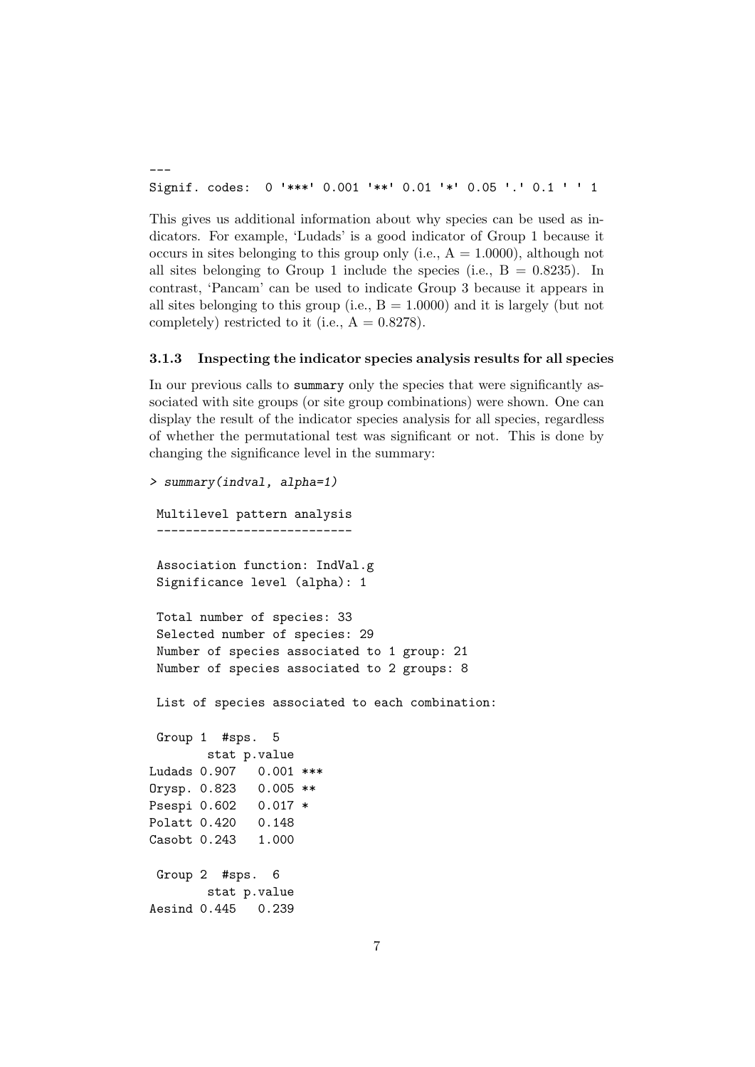```
---
Signif. codes:  0 '***' 0.001 '**' 0.01 '*' 0.05 '.' 0.1 ' ' 1
```

This gives us additional information about why species can be used as indicators. For example, 'Ludads' is a good indicator of Group 1 because it occurs in sites belonging to this group only (i.e., $A = 1.0000$), although not all sites belonging to Group 1 include the species (i.e., $B = 0.8235$). In contrast, 'Pancam' can be used to indicate Group 3 because it appears in all sites belonging to this group (i.e., $B = 1.0000$) and it is largely (but not completely) restricted to it (i.e., $A = 0.8278$).

### 3.1.3 Inspecting the indicator species analysis results for all species

In our previous calls to `summary` only the species that were significantly associated with site groups (or site group combinations) were shown. One can display the result of the indicator species analysis for all species, regardless of whether the permutational test was significant or not. This is done by changing the significance level in the summary:

```
> summary(indval, alpha=1)

 Multilevel pattern analysis
 ---------------------------

 Association function: IndVal.g
 Significance level (alpha): 1

 Total number of species: 33
 Selected number of species: 29
 Number of species associated to 1 group: 21
 Number of species associated to 2 groups: 8

 List of species associated to each combination:

 Group 1  #sps.  5
        stat p.value
Ludads 0.907   0.001 ***
Orysp. 0.823   0.005 **
Psespi 0.602   0.017 *
Polatt 0.420   0.148
Casobt 0.243   1.000

 Group 2  #sps.  6
        stat p.value
Aesind 0.445   0.239
```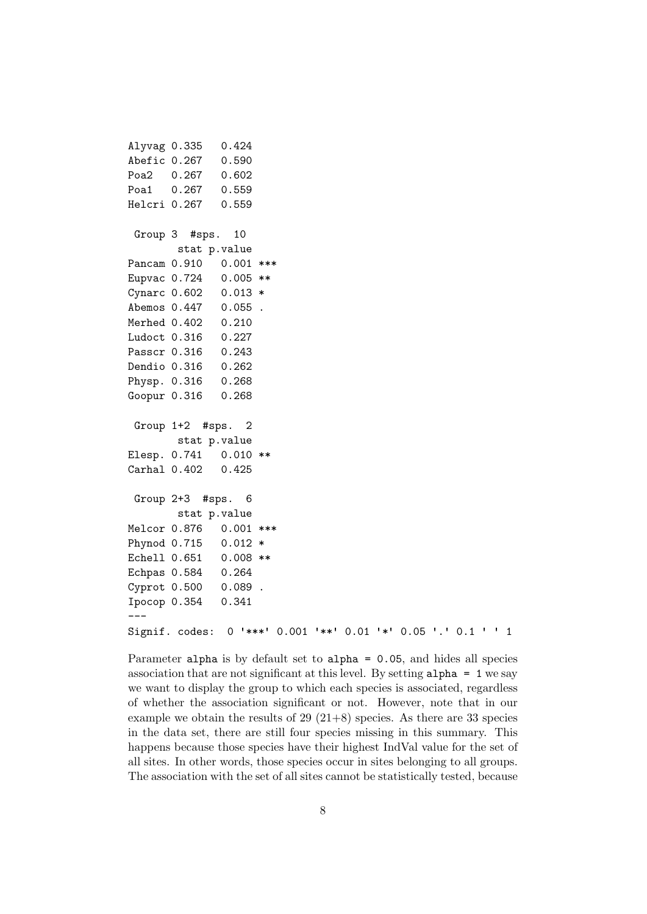```
Alyvag 0.335   0.424
Abefic 0.267   0.590
Poa2   0.267   0.602
Poa1   0.267   0.559
Helcri 0.267   0.559

 Group 3  #sps.  10
        stat p.value
Pancam 0.910   0.001 ***
Eupvac 0.724   0.005 **
Cynarc 0.602   0.013 *
Abemos 0.447   0.055 .
Merhed 0.402   0.210
Ludoct 0.316   0.227
Passcr 0.316   0.243
Dendio 0.316   0.262
Physp. 0.316   0.268
Goopur 0.316   0.268

 Group 1+2  #sps.  2
        stat p.value
Elesp. 0.741   0.010 **
Carhal 0.402   0.425

 Group 2+3  #sps.  6
        stat p.value
Melcor 0.876   0.001 ***
Phynod 0.715   0.012 *
Echell 0.651   0.008 **
Echpas 0.584   0.264
Cyprot 0.500   0.089 .
Ipocop 0.354   0.341
---
Signif. codes:  0 '***' 0.001 '**' 0.01 '*' 0.05 '.' 0.1 ' ' 1
```

Parameter `alpha` is by default set to `alpha = 0.05`, and hides all species association that are not significant at this level. By setting `alpha = 1` we say we want to display the group to which each species is associated, regardless of whether the association significant or not. However, note that in our example we obtain the results of 29 (21+8) species. As there are 33 species in the data set, there are still four species missing in this summary. This happens because those species have their highest IndVal value for the set of all sites. In other words, those species occur in sites belonging to all groups. The association with the set of all sites cannot be statistically tested, because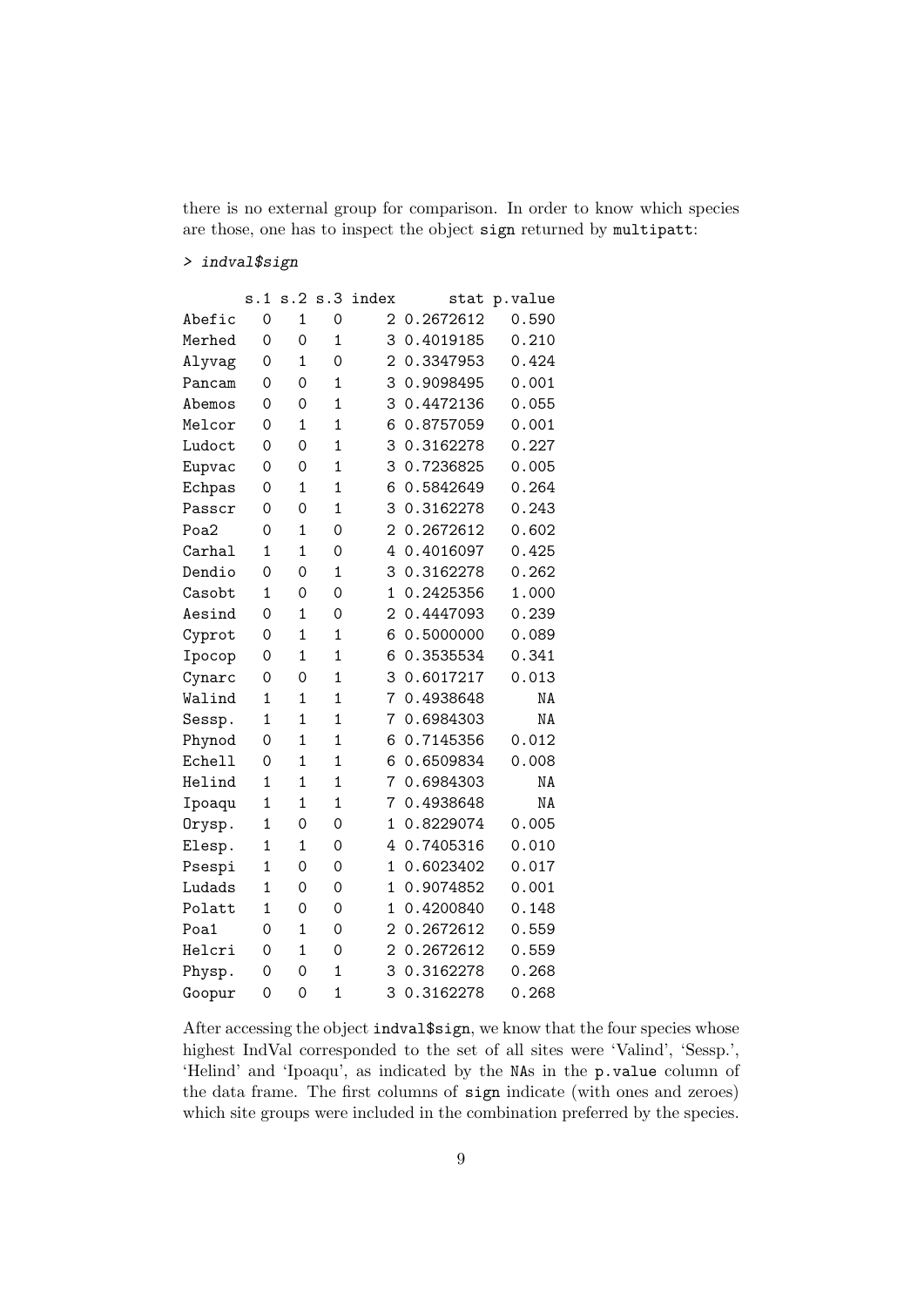there is no external group for comparison. In order to know which species are those, one has to inspect the object `sign` returned by `multipatt`:

```
> indval$sign

       s.1 s.2 s.3 index      stat p.value
Abefic   0   1   0     2 0.2672612   0.590
Merhed   0   0   1     3 0.4019185   0.210
Alyvag   0   1   0     2 0.3347953   0.424
Pancam   0   0   1     3 0.9098495   0.001
Abemos   0   0   1     3 0.4472136   0.055
Melcor   0   1   1     6 0.8757059   0.001
Ludoct   0   0   1     3 0.3162278   0.227
Eupvac   0   0   1     3 0.7236825   0.005
Echpas   0   1   1     6 0.5842649   0.264
Passcr   0   0   1     3 0.3162278   0.243
Poa2     0   1   0     2 0.2672612   0.602
Carhal   1   1   0     4 0.4016097   0.425
Dendio   0   0   1     3 0.3162278   0.262
Casobt   1   0   0     1 0.2425356   1.000
Aesind   0   1   0     2 0.4447093   0.239
Cyprot   0   1   1     6 0.5000000   0.089
Ipocop   0   1   1     6 0.3535534   0.341
Cynarc   0   0   1     3 0.6017217   0.013
Walind   1   1   1     7 0.4938648      NA
Sessp.   1   1   1     7 0.6984303      NA
Phynod   0   1   1     6 0.7145356   0.012
Echell   0   1   1     6 0.6509834   0.008
Helind   1   1   1     7 0.6984303      NA
Ipoaqu   1   1   1     7 0.4938648      NA
Orysp.   1   0   0     1 0.8229074   0.005
Elesp.   1   1   0     4 0.7405316   0.010
Psespi   1   0   0     1 0.6023402   0.017
Ludads   1   0   0     1 0.9074852   0.001
Polatt   1   0   0     1 0.4200840   0.148
Poa1     0   1   0     2 0.2672612   0.559
Helcri   0   1   0     2 0.2672612   0.559
Physp.   0   0   1     3 0.3162278   0.268
Goopur   0   0   1     3 0.3162278   0.268
```

After accessing the object `indval$sign`, we know that the four species whose highest IndVal corresponded to the set of all sites were 'Valind', 'Sessp.', 'Helind' and 'Ipoaqu', as indicated by the NAs in the `p.value` column of the data frame. The first columns of `sign` indicate (with ones and zeroes) which site groups were included in the combination preferred by the species.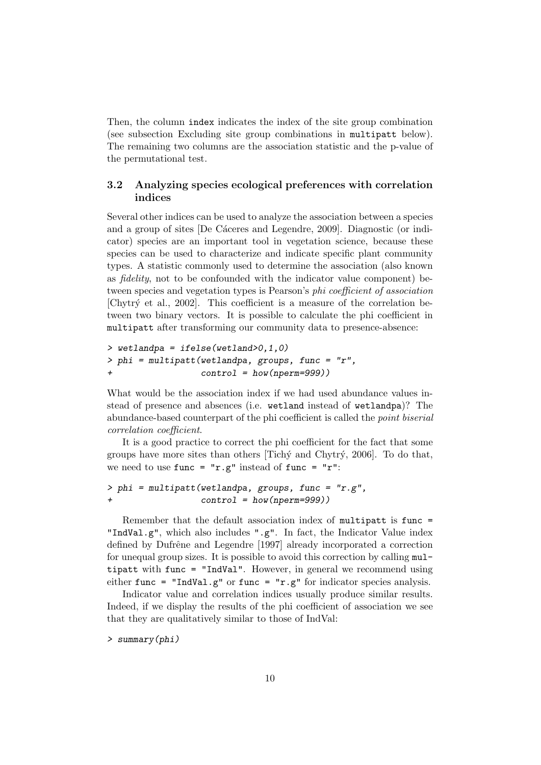Then, the column `index` indicates the index of the site group combination (see subsection Excluding site group combinations in `multipatt` below). The remaining two columns are the association statistic and the p-value of the permutational test.

### 3.2 Analyzing species ecological preferences with correlation indices

Several other indices can be used to analyze the association between a species and a group of sites [De Cáceres and Legendre, 2009]. Diagnostic (or indicator) species are an important tool in vegetation science, because these species can be used to characterize and indicate specific plant community types. A statistic commonly used to determine the association (also known as *fidelity*, not to be confounded with the indicator value component) between species and vegetation types is Pearson's *phi coefficient of association* [Chytrý et al., 2002]. This coefficient is a measure of the correlation between two binary vectors. It is possible to calculate the phi coefficient in `multipatt` after transforming our community data to presence-absence:

```
> wetlandpa = ifelse(wetland>0,1,0)
> phi = multipatt(wetlandpa, groups, func = "r",
+                 control = how(nperm=999))
```

What would be the association index if we had used abundance values instead of presence and absences (i.e. `wetland` instead of `wetlandpa`)? The abundance-based counterpart of the phi coefficient is called the *point biserial correlation coefficient*.

It is a good practice to correct the phi coefficient for the fact that some groups have more sites than others [Tichý and Chytrý, 2006]. To do that, we need to use `func = "r.g"` instead of `func = "r"`:

```
> phi = multipatt(wetlandpa, groups, func = "r.g",
+                 control = how(nperm=999))
```

Remember that the default association index of `multipatt` is `func = "IndVal.g"`, which also includes `".g"`. In fact, the Indicator Value index defined by Dufrêne and Legendre [1997] already incorporated a correction for unequal group sizes. It is possible to avoid this correction by calling `multipatt` with `func = "IndVal"`. However, in general we recommend using either `func = "IndVal.g"` or `func = "r.g"` for indicator species analysis.

Indicator value and correlation indices usually produce similar results. Indeed, if we display the results of the phi coefficient of association we see that they are qualitatively similar to those of IndVal:

```
> summary(phi)
```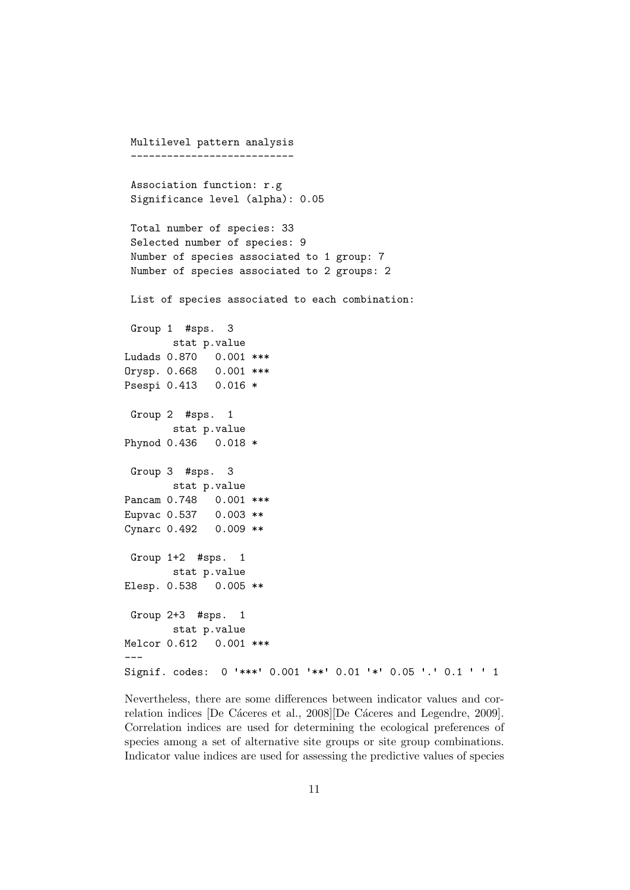```
 Multilevel pattern analysis
 ---------------------------

 Association function: r.g
 Significance level (alpha): 0.05

 Total number of species: 33
 Selected number of species: 9
 Number of species associated to 1 group: 7
 Number of species associated to 2 groups: 2

 List of species associated to each combination:

 Group 1  #sps.  3
       stat p.value
Ludads 0.870   0.001 ***
Orysp. 0.668   0.001 ***
Psespi 0.413   0.016 *

 Group 2  #sps.  1
       stat p.value
Phynod 0.436   0.018 *

 Group 3  #sps.  3
       stat p.value
Pancam 0.748   0.001 ***
Eupvac 0.537   0.003 **
Cynarc 0.492   0.009 **

 Group 1+2  #sps.  1
       stat p.value
Elesp. 0.538   0.005 **

 Group 2+3  #sps.  1
       stat p.value
Melcor 0.612   0.001 ***
---
Signif. codes:  0 '***' 0.001 '**' 0.01 '*' 0.05 '.' 0.1 ' ' 1
```

Nevertheless, there are some differences between indicator values and correlation indices [De Cáceres et al., 2008][De Cáceres and Legendre, 2009]. Correlation indices are used for determining the ecological preferences of species among a set of alternative site groups or site group combinations. Indicator value indices are used for assessing the predictive values of species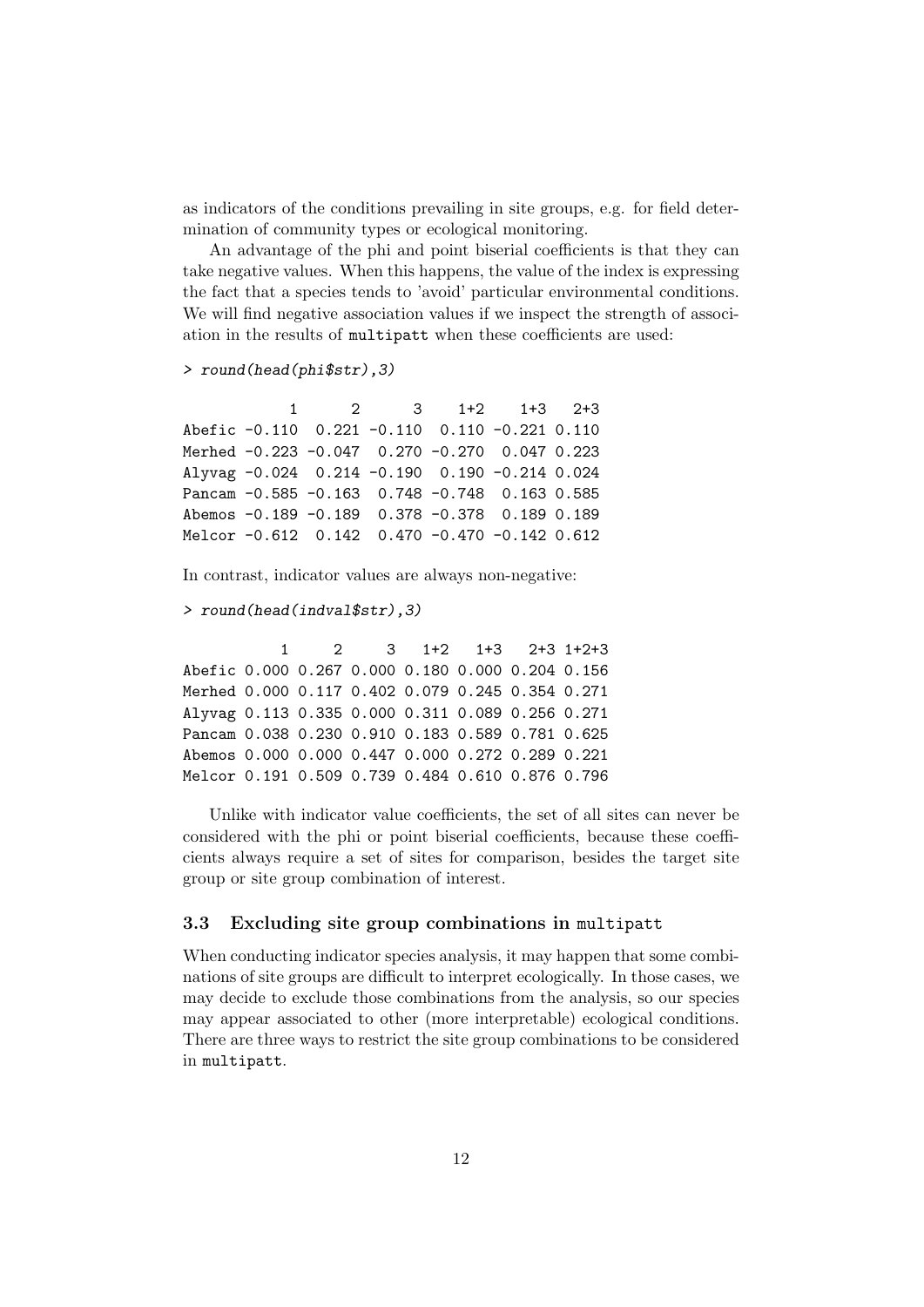as indicators of the conditions prevailing in site groups, e.g. for field determination of community types or ecological monitoring.

An advantage of the phi and point biserial coefficients is that they can take negative values. When this happens, the value of the index is expressing the fact that a species tends to 'avoid' particular environmental conditions. We will find negative association values if we inspect the strength of association in the results of `multipatt` when these coefficients are used:

```
> round(head(phi$str),3)

            1      2      3    1+2    1+3   2+3
Abefic -0.110  0.221 -0.110  0.110 -0.221 0.110
Merhed -0.223 -0.047  0.270 -0.270  0.047 0.223
Alyvag -0.024  0.214 -0.190  0.190 -0.214 0.024
Pancam -0.585 -0.163  0.748 -0.748  0.163 0.585
Abemos -0.189 -0.189  0.378 -0.378  0.189 0.189
Melcor -0.612  0.142  0.470 -0.470 -0.142 0.612
```

In contrast, indicator values are always non-negative:

```
> round(head(indval$str),3)

           1     2     3   1+2   1+3   2+3 1+2+3
Abefic 0.000 0.267 0.000 0.180 0.000 0.204 0.156
Merhed 0.000 0.117 0.402 0.079 0.245 0.354 0.271
Alyvag 0.113 0.335 0.000 0.311 0.089 0.256 0.271
Pancam 0.038 0.230 0.910 0.183 0.589 0.781 0.625
Abemos 0.000 0.000 0.447 0.000 0.272 0.289 0.221
Melcor 0.191 0.509 0.739 0.484 0.610 0.876 0.796
```

Unlike with indicator value coefficients, the set of all sites can never be considered with the phi or point biserial coefficients, because these coefficients always require a set of sites for comparison, besides the target site group or site group combination of interest.

### 3.3 Excluding site group combinations in multipatt

When conducting indicator species analysis, it may happen that some combinations of site groups are difficult to interpret ecologically. In those cases, we may decide to exclude those combinations from the analysis, so our species may appear associated to other (more interpretable) ecological conditions. There are three ways to restrict the site group combinations to be considered in `multipatt`.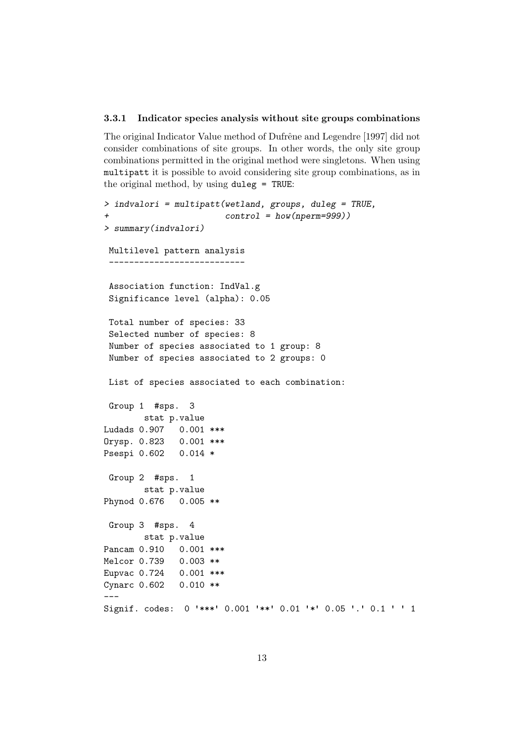### 3.3.1 Indicator species analysis without site groups combinations

The original Indicator Value method of Dufrêne and Legendre [1997] did not consider combinations of site groups. In other words, the only site group combinations permitted in the original method were singletons. When using `multipatt` it is possible to avoid considering site group combinations, as in the original method, by using `duleg = TRUE`:

```
> indvalori = multipatt(wetland, groups, duleg = TRUE,
+                       control = how(nperm=999))
> summary(indvalori)

 Multilevel pattern analysis
 ---------------------------

 Association function: IndVal.g
 Significance level (alpha): 0.05

 Total number of species: 33
 Selected number of species: 8
 Number of species associated to 1 group: 8
 Number of species associated to 2 groups: 0

 List of species associated to each combination:

 Group 1  #sps.  3
        stat p.value
Ludads 0.907   0.001 ***
Orysp. 0.823   0.001 ***
Psespi 0.602   0.014 *

 Group 2  #sps.  1
        stat p.value
Phynod 0.676   0.005 **

 Group 3  #sps.  4
        stat p.value
Pancam 0.910   0.001 ***
Melcor 0.739   0.003 **
Eupvac 0.724   0.001 ***
Cynarc 0.602   0.010 **
---
Signif. codes:  0 '***' 0.001 '**' 0.01 '*' 0.05 '.' 0.1 ' ' 1
```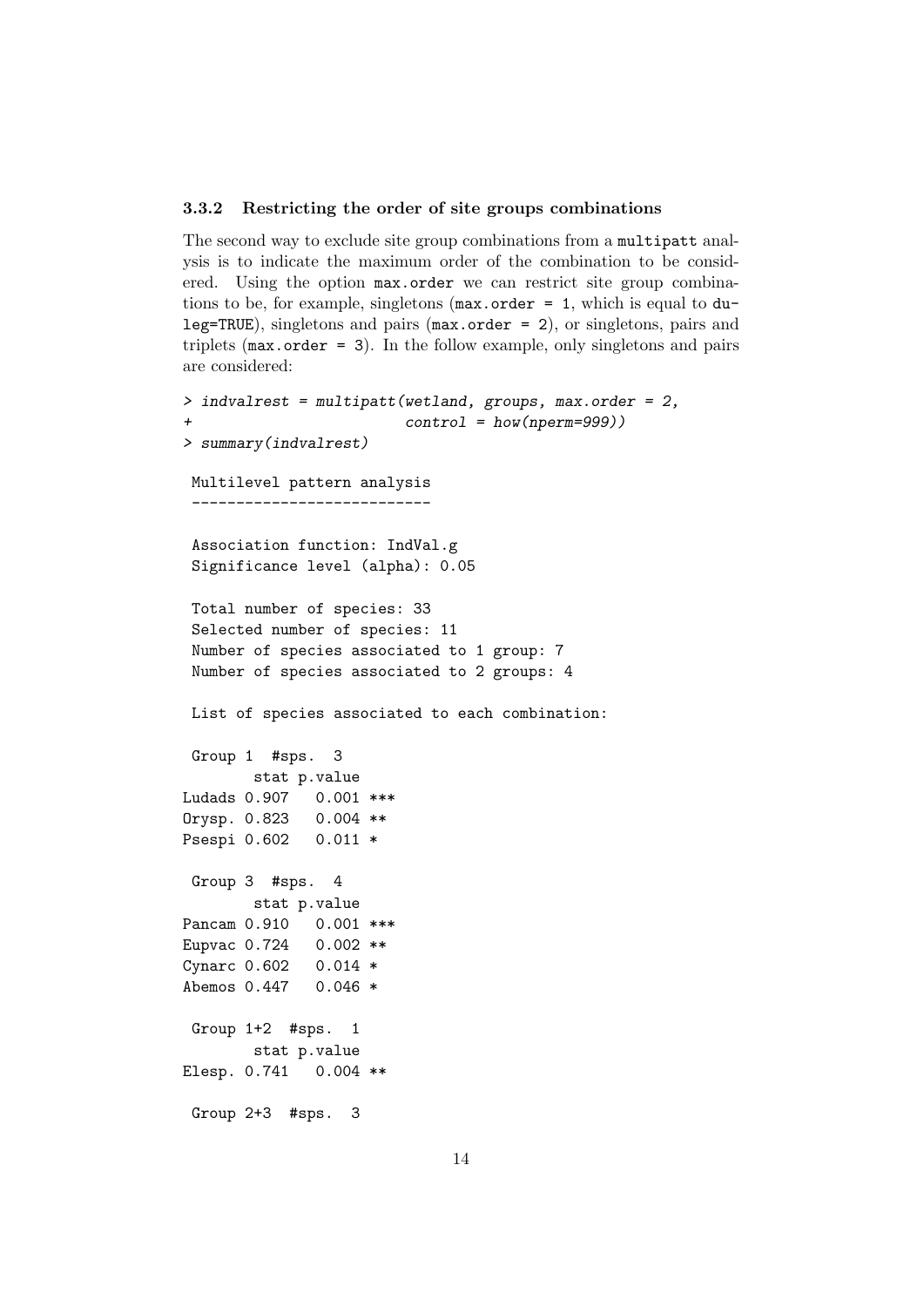### 3.3.2 Restricting the order of site groups combinations

The second way to exclude site group combinations from a `multipatt` analysis is to indicate the maximum order of the combination to be considered. Using the option `max.order` we can restrict site group combinations to be, for example, singletons (`max.order = 1`, which is equal to `duleg=TRUE`), singletons and pairs (`max.order = 2`), or singletons, pairs and triplets (`max.order = 3`). In the follow example, only singletons and pairs are considered:

```
> indvalrest = multipatt(wetland, groups, max.order = 2,
+                        control = how(nperm=999))
> summary(indvalrest)

 Multilevel pattern analysis
 ---------------------------

 Association function: IndVal.g
 Significance level (alpha): 0.05

 Total number of species: 33
 Selected number of species: 11
 Number of species associated to 1 group: 7
 Number of species associated to 2 groups: 4

 List of species associated to each combination:

 Group 1  #sps.  3
        stat p.value
Ludads 0.907   0.001 ***
Orysp. 0.823   0.004 **
Psespi 0.602   0.011 *

 Group 3  #sps.  4
        stat p.value
Pancam 0.910   0.001 ***
Eupvac 0.724   0.002 **
Cynarc 0.602   0.014 *
Abemos 0.447   0.046 *

 Group 1+2  #sps.  1
        stat p.value
Elesp. 0.741   0.004 **

 Group 2+3  #sps.  3
```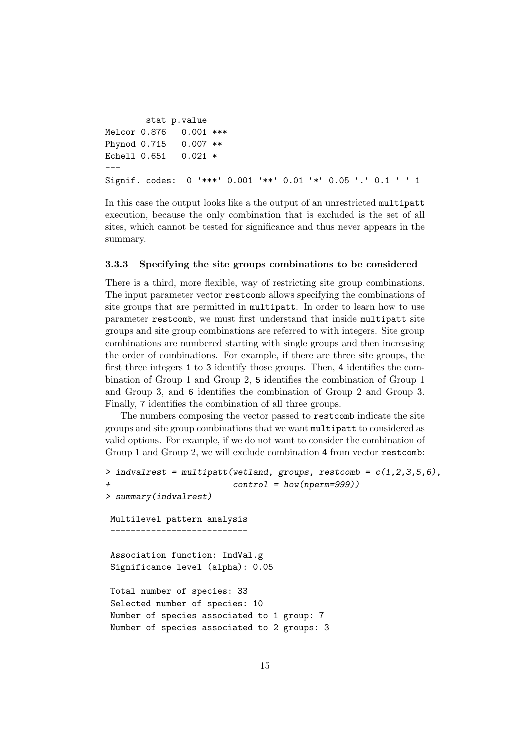```
       stat p.value    
Melcor 0.876   0.001 ***
Phynod 0.715   0.007 ** 
Echell 0.651   0.021 *  
---
Signif. codes:  0 '***' 0.001 '**' 0.01 '*' 0.05 '.' 0.1 ' ' 1
```

In this case the output looks like a the output of an unrestricted `multipatt` execution, because the only combination that is excluded is the set of all sites, which cannot be tested for significance and thus never appears in the summary.

### 3.3.3 Specifying the site groups combinations to be considered

There is a third, more flexible, way of restricting site group combinations. The input parameter vector `restcomb` allows specifying the combinations of site groups that are permitted in `multipatt`. In order to learn how to use parameter `restcomb`, we must first understand that inside `multipatt` site groups and site group combinations are referred to with integers. Site group combinations are numbered starting with single groups and then increasing the order of combinations. For example, if there are three site groups, the first three integers `1` to `3` identify those groups. Then, `4` identifies the combination of Group 1 and Group 2, `5` identifies the combination of Group 1 and Group 3, and `6` identifies the combination of Group 2 and Group 3. Finally, `7` identifies the combination of all three groups.

The numbers composing the vector passed to `restcomb` indicate the site groups and site group combinations that we want `multipatt` to considered as valid options. For example, if we do not want to consider the combination of Group 1 and Group 2, we will exclude combination `4` from vector `restcomb`:

```
> indvalrest = multipatt(wetland, groups, restcomb = c(1,2,3,5,6),
+                        control = how(nperm=999))
> summary(indvalrest)

 Multilevel pattern analysis
 ---------------------------

 Association function: IndVal.g
 Significance level (alpha): 0.05

 Total number of species: 33
 Selected number of species: 10 
 Number of species associated to 1 group: 7 
 Number of species associated to 2 groups: 3 
```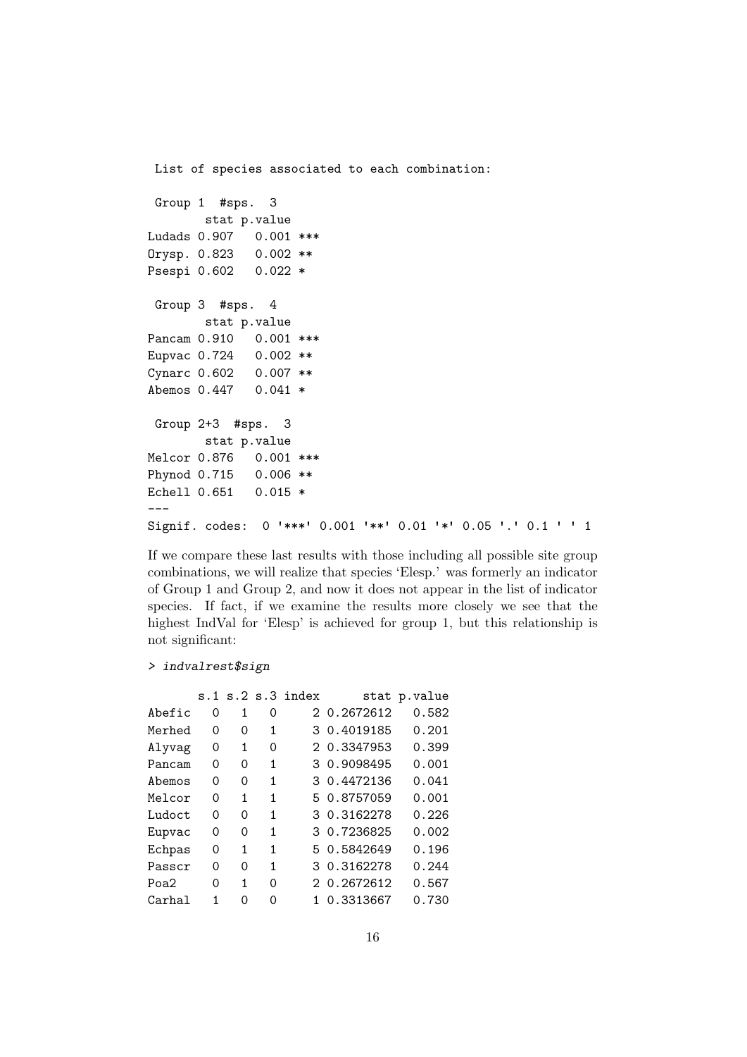```
 List of species associated to each combination:

 Group 1  #sps.  3
       stat p.value
Ludads 0.907   0.001 ***
Orysp. 0.823   0.002 **
Psespi 0.602   0.022 *

 Group 3  #sps.  4
       stat p.value
Pancam 0.910   0.001 ***
Eupvac 0.724   0.002 **
Cynarc 0.602   0.007 **
Abemos 0.447   0.041 *

 Group 2+3  #sps.  3
       stat p.value
Melcor 0.876   0.001 ***
Phynod 0.715   0.006 **
Echell 0.651   0.015 *
---
Signif. codes:  0 '***' 0.001 '**' 0.01 '*' 0.05 '.' 0.1 ' ' 1
```

If we compare these last results with those including all possible site group combinations, we will realize that species 'Elesp.' was formerly an indicator of Group 1 and Group 2, and now it does not appear in the list of indicator species. If fact, if we examine the results more closely we see that the highest IndVal for 'Elesp' is achieved for group 1, but this relationship is not significant:

```
> indvalrest$sign

       s.1 s.2 s.3 index      stat p.value
Abefic   0   1   0     2 0.2672612   0.582
Merhed   0   0   1     3 0.4019185   0.201
Alyvag   0   1   0     2 0.3347953   0.399
Pancam   0   0   1     3 0.9098495   0.001
Abemos   0   0   1     3 0.4472136   0.041
Melcor   0   1   1     5 0.8757059   0.001
Ludoct   0   0   1     3 0.3162278   0.226
Eupvac   0   0   1     3 0.7236825   0.002
Echpas   0   1   1     5 0.5842649   0.196
Passcr   0   0   1     3 0.3162278   0.244
Poa2     0   1   0     2 0.2672612   0.567
Carhal   1   0   0     1 0.3313667   0.730
```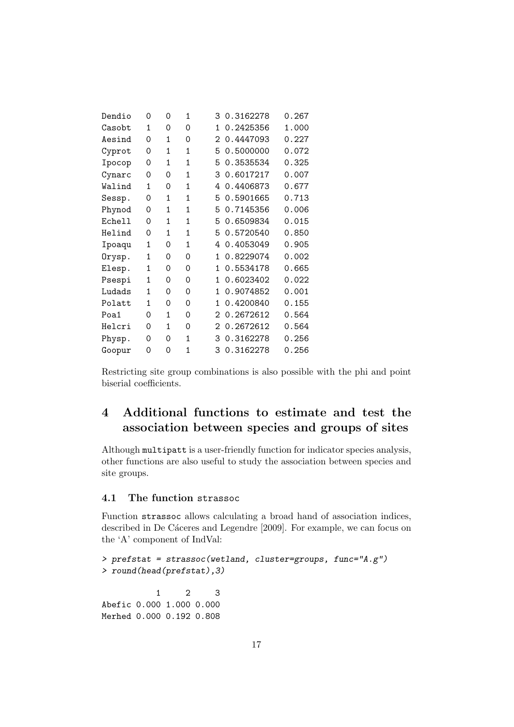```
Dendio   0   0   1     3 0.3162278    0.267
Casobt   1   0   0     1 0.2425356    1.000
Aesind   0   1   0     2 0.4447093    0.227
Cyprot   0   1   1     5 0.5000000    0.072
Ipocop   0   1   1     5 0.3535534    0.325
Cynarc   0   0   1     3 0.6017217    0.007
Walind   1   0   1     4 0.4406873    0.677
Sessp.   0   1   1     5 0.5901665    0.713
Phynod   0   1   1     5 0.7145356    0.006
Echell   0   1   1     5 0.6509834    0.015
Helind   0   1   1     5 0.5720540    0.850
Ipoaqu   1   0   1     4 0.4053049    0.905
Orysp.   1   0   0     1 0.8229074    0.002
Elesp.   1   0   0     1 0.5534178    0.665
Psespi   1   0   0     1 0.6023402    0.022
Ludads   1   0   0     1 0.9074852    0.001
Polatt   1   0   0     1 0.4200840    0.155
Poa1     0   1   0     2 0.2672612    0.564
Helcri   0   1   0     2 0.2672612    0.564
Physp.   0   0   1     3 0.3162278    0.256
Goopur   0   0   1     3 0.3162278    0.256
```

Restricting site group combinations is also possible with the phi and point biserial coefficients.

# 4 Additional functions to estimate and test the association between species and groups of sites

Although `multipatt` is a user-friendly function for indicator species analysis, other functions are also useful to study the association between species and site groups.

## 4.1 The function strassoc

Function `strassoc` allows calculating a broad hand of association indices, described in De Cáceres and Legendre [2009]. For example, we can focus on the 'A' component of IndVal:

```
> prefstat = strassoc(wetland, cluster=groups, func="A.g")
> round(head(prefstat),3)

           1     2     3
Abefic 0.000 1.000 0.000
Merhed 0.000 0.192 0.808
```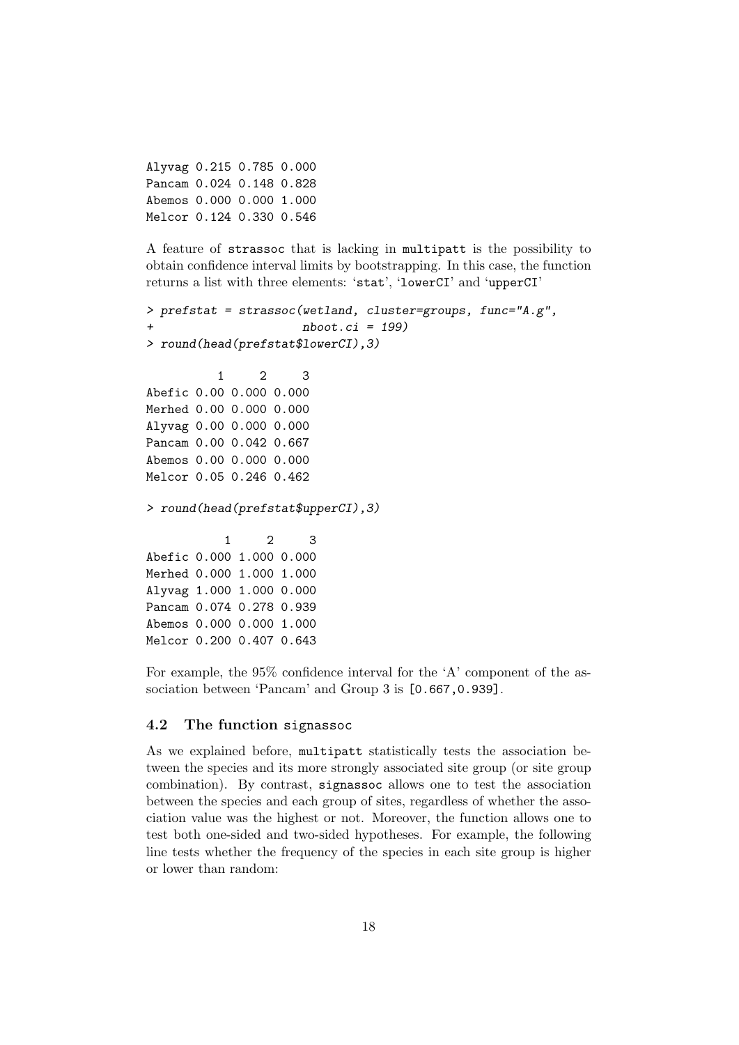```
Alyvag 0.215 0.785 0.000
Pancam 0.024 0.148 0.828
Abemos 0.000 0.000 1.000
Melcor 0.124 0.330 0.546
```

A feature of strassoc that is lacking in multipatt is the possibility to obtain confidence interval limits by bootstrapping. In this case, the function returns a list with three elements: 'stat', 'lowerCI' and 'upperCI'

```
> prefstat = strassoc(wetland, cluster=groups, func="A.g",
+                     nboot.ci = 199)
> round(head(prefstat$lowerCI),3)

          1     2     3
Abefic 0.00 0.000 0.000
Merhed 0.00 0.000 0.000
Alyvag 0.00 0.000 0.000
Pancam 0.00 0.042 0.667
Abemos 0.00 0.000 0.000
Melcor 0.05 0.246 0.462

> round(head(prefstat$upperCI),3)

           1     2     3
Abefic 0.000 1.000 0.000
Merhed 0.000 1.000 1.000
Alyvag 1.000 1.000 0.000
Pancam 0.074 0.278 0.939
Abemos 0.000 0.000 1.000
Melcor 0.200 0.407 0.643
```

For example, the 95% confidence interval for the 'A' component of the association between 'Pancam' and Group 3 is [0.667,0.939].

### 4.2 The function signassoc

As we explained before, multipatt statistically tests the association between the species and its more strongly associated site group (or site group combination). By contrast, signassoc allows one to test the association between the species and each group of sites, regardless of whether the association value was the highest or not. Moreover, the function allows one to test both one-sided and two-sided hypotheses. For example, the following line tests whether the frequency of the species in each site group is higher or lower than random: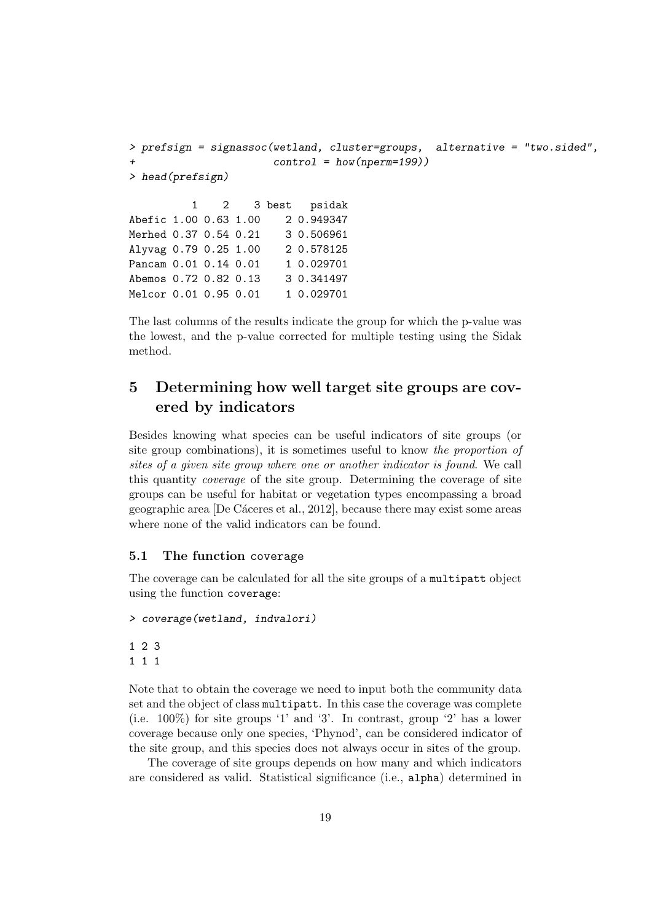```
> prefsign = signassoc(wetland, cluster=groups,  alternative = "two.sided",
+                      control = how(nperm=199))
> head(prefsign)

          1    2    3 best   psidak
Abefic 1.00 0.63 1.00    2 0.949347
Merhed 0.37 0.54 0.21    3 0.506961
Alyvag 0.79 0.25 1.00    2 0.578125
Pancam 0.01 0.14 0.01    1 0.029701
Abemos 0.72 0.82 0.13    3 0.341497
Melcor 0.01 0.95 0.01    1 0.029701
```

The last columns of the results indicate the group for which the p-value was the lowest, and the p-value corrected for multiple testing using the Sidak method.

# 5 Determining how well target site groups are covered by indicators

Besides knowing what species can be useful indicators of site groups (or site group combinations), it is sometimes useful to know *the proportion of sites of a given site group where one or another indicator is found*. We call this quantity *coverage* of the site group. Determining the coverage of site groups can be useful for habitat or vegetation types encompassing a broad geographic area [De Cáceres et al., 2012], because there may exist some areas where none of the valid indicators can be found.

## 5.1 The function `coverage`

The coverage can be calculated for all the site groups of a `multipatt` object using the function `coverage`:

```
> coverage(wetland, indvalori)

1 2 3
1 1 1
```

Note that to obtain the coverage we need to input both the community data set and the object of class `multipatt`. In this case the coverage was complete (i.e. 100%) for site groups '1' and '3'. In contrast, group '2' has a lower coverage because only one species, 'Phynod', can be considered indicator of the site group, and this species does not always occur in sites of the group.

The coverage of site groups depends on how many and which indicators are considered as valid. Statistical significance (i.e., `alpha`) determined in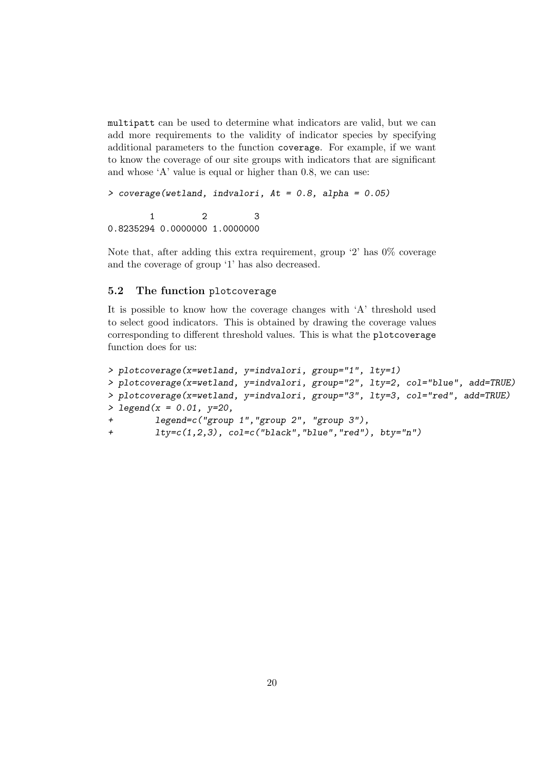`multipatt` can be used to determine what indicators are valid, but we can add more requirements to the validity of indicator species by specifying additional parameters to the function `coverage`. For example, if we want to know the coverage of our site groups with indicators that are significant and whose 'A' value is equal or higher than 0.8, we can use:

```
> coverage(wetland, indvalori, At = 0.8, alpha = 0.05)

        1         2         3
0.8235294 0.0000000 1.0000000
```

Note that, after adding this extra requirement, group '2' has 0% coverage and the coverage of group '1' has also decreased.

### 5.2 The function `plotcoverage`

It is possible to know how the coverage changes with 'A' threshold used to select good indicators. This is obtained by drawing the coverage values corresponding to different threshold values. This is what the `plotcoverage` function does for us:

```
> plotcoverage(x=wetland, y=indvalori, group="1", lty=1)
> plotcoverage(x=wetland, y=indvalori, group="2", lty=2, col="blue", add=TRUE)
> plotcoverage(x=wetland, y=indvalori, group="3", lty=3, col="red", add=TRUE)
> legend(x = 0.01, y=20,
+        legend=c("group 1","group 2", "group 3"),
+        lty=c(1,2,3), col=c("black","blue","red"), bty="n")
```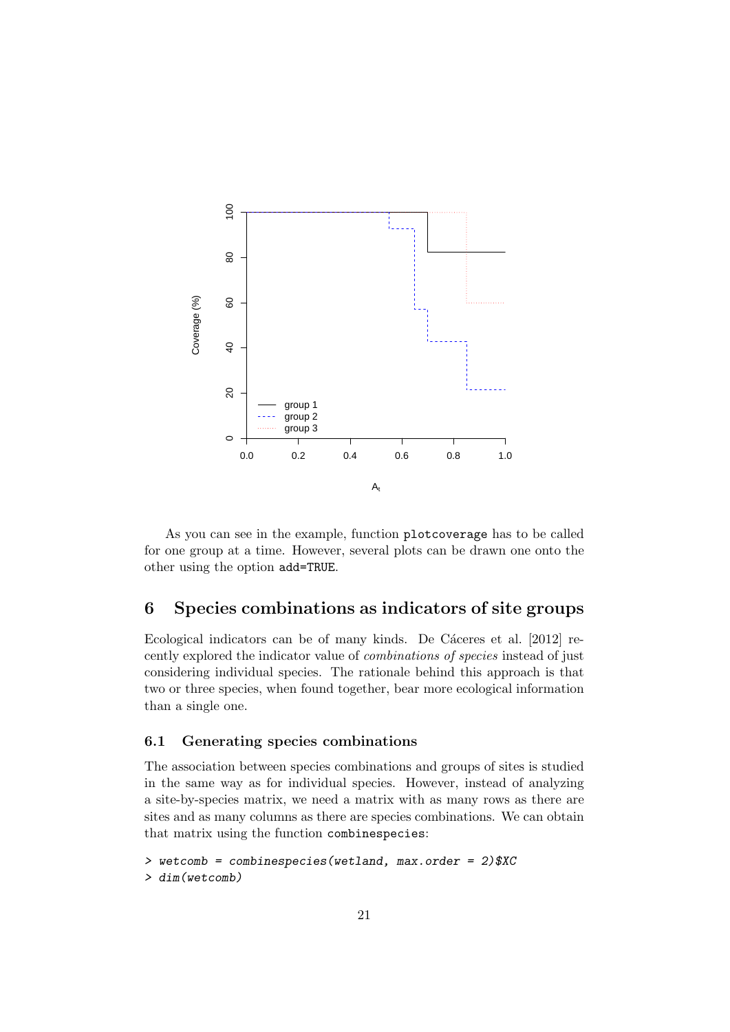As you can see in the example, function `plotcoverage` has to be called for one group at a time. However, several plots can be drawn one onto the other using the option `add=TRUE`.

## 6 Species combinations as indicators of site groups

Ecological indicators can be of many kinds. De Cáceres et al. [2012] recently explored the indicator value of *combinations of species* instead of just considering individual species. The rationale behind this approach is that two or three species, when found together, bear more ecological information than a single one.

### 6.1 Generating species combinations

The association between species combinations and groups of sites is studied in the same way as for individual species. However, instead of analyzing a site-by-species matrix, we need a matrix with as many rows as there are sites and as many columns as there are species combinations. We can obtain that matrix using the function `combinespecies`:

```
> wetcomb = combinespecies(wetland, max.order = 2)$XC
> dim(wetcomb)
```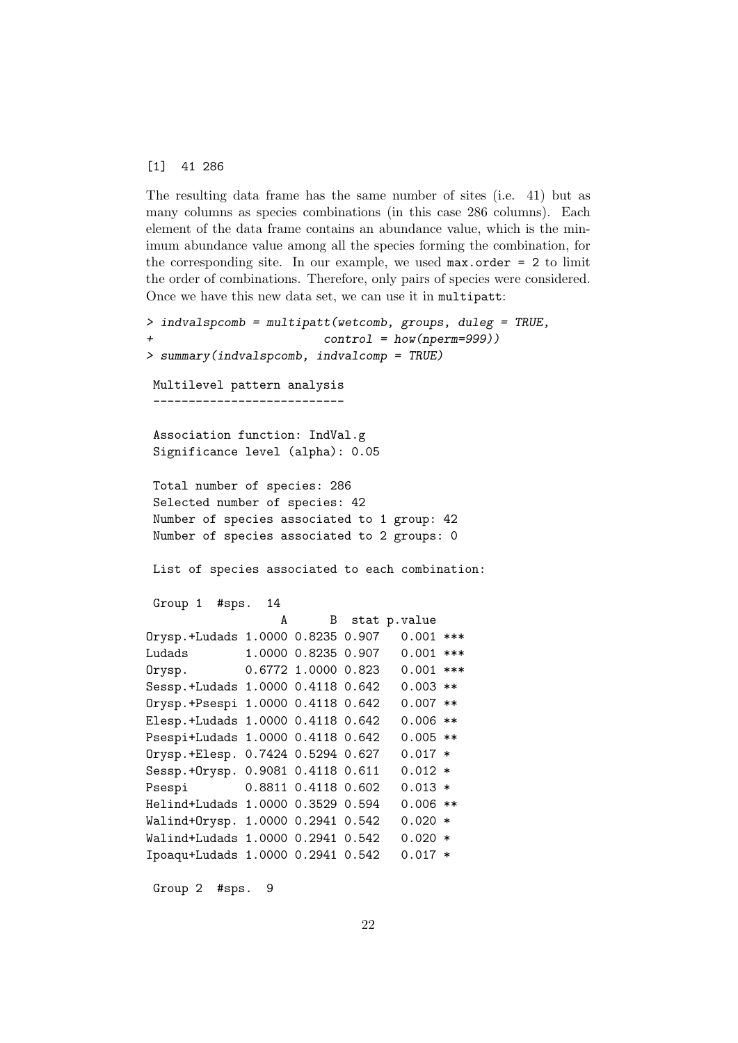```
[1]  41 286
```

The resulting data frame has the same number of sites (i.e. 41) but as many columns as species combinations (in this case 286 columns). Each element of the data frame contains an abundance value, which is the minimum abundance value among all the species forming the combination, for the corresponding site. In our example, we used `max.order = 2` to limit the order of combinations. Therefore, only pairs of species were considered. Once we have this new data set, we can use it in `multipatt`:

```
> indvalspcomb = multipatt(wetcomb, groups, duleg = TRUE,
+                          control = how(nperm=999))
> summary(indvalspcomb, indvalcomp = TRUE)

 Multilevel pattern analysis
 ---------------------------

 Association function: IndVal.g
 Significance level (alpha): 0.05

 Total number of species: 286
 Selected number of species: 42
 Number of species associated to 1 group: 42
 Number of species associated to 2 groups: 0

 List of species associated to each combination:

 Group 1  #sps.  14
                  A      B  stat p.value
Orysp.+Ludads 1.0000 0.8235 0.907   0.001 ***
Ludads        1.0000 0.8235 0.907   0.001 ***
Orysp.        0.6772 1.0000 0.823   0.001 ***
Sessp.+Ludads 1.0000 0.4118 0.642   0.003 **
Orysp.+Psespi 1.0000 0.4118 0.642   0.007 **
Elesp.+Ludads 1.0000 0.4118 0.642   0.006 **
Psespi+Ludads 1.0000 0.4118 0.642   0.005 **
Orysp.+Elesp. 0.7424 0.5294 0.627   0.017 *
Sessp.+Orysp. 0.9081 0.4118 0.611   0.012 *
Psespi        0.8811 0.4118 0.602   0.013 *
Helind+Ludads 1.0000 0.3529 0.594   0.006 **
Walind+Orysp. 1.0000 0.2941 0.542   0.020 *
Walind+Ludads 1.0000 0.2941 0.542   0.020 *
Ipoaqu+Ludads 1.0000 0.2941 0.542   0.017 *

 Group 2  #sps.  9
```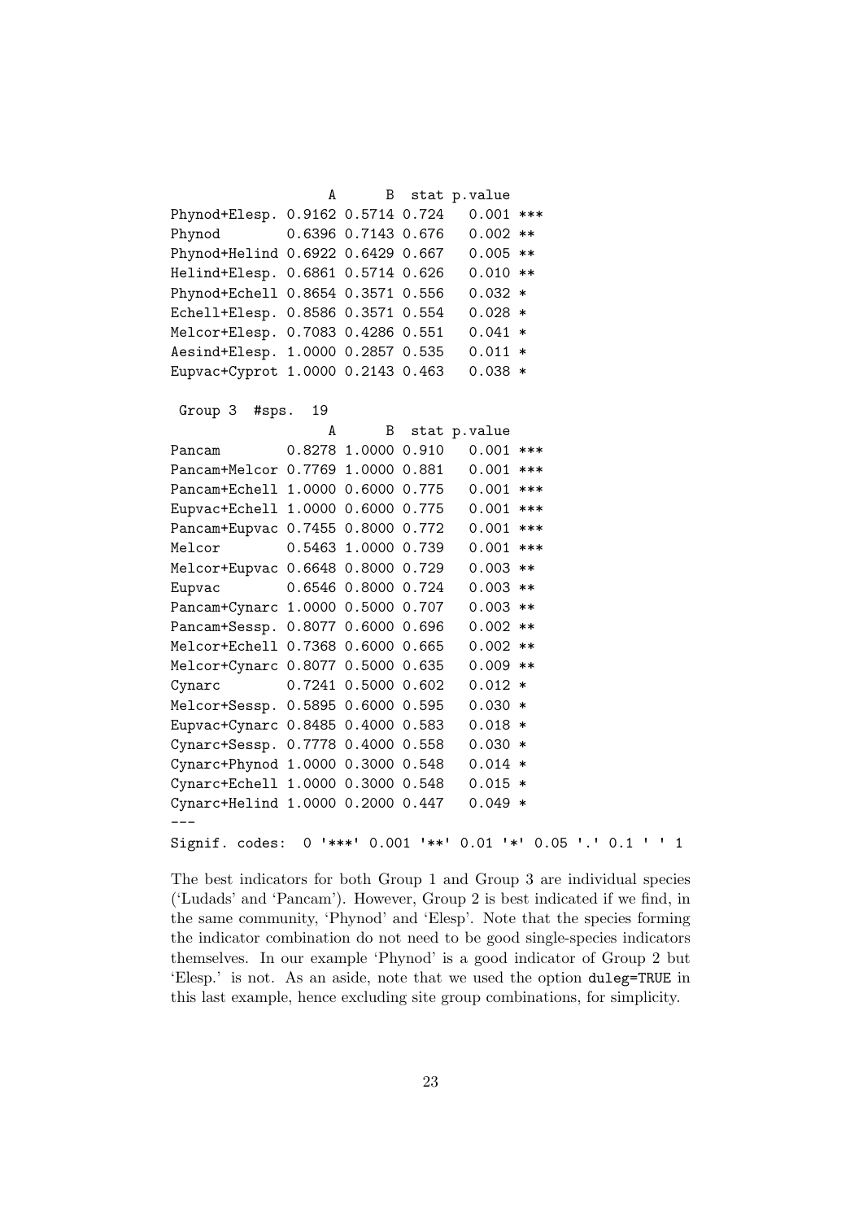```
                  A      B  stat p.value    
Phynod+Elesp. 0.9162 0.5714 0.724   0.001 ***
Phynod        0.6396 0.7143 0.676   0.002 ** 
Phynod+Helind 0.6922 0.6429 0.667   0.005 ** 
Helind+Elesp. 0.6861 0.5714 0.626   0.010 ** 
Phynod+Echell 0.8654 0.3571 0.556   0.032 *  
Echell+Elesp. 0.8586 0.3571 0.554   0.028 *  
Melcor+Elesp. 0.7083 0.4286 0.551   0.041 *  
Aesind+Elesp. 1.0000 0.2857 0.535   0.011 *  
Eupvac+Cyprot 1.0000 0.2143 0.463   0.038 *  

 Group 3  #sps.  19 
                  A      B  stat p.value    
Pancam        0.8278 1.0000 0.910   0.001 ***
Pancam+Melcor 0.7769 1.0000 0.881   0.001 ***
Pancam+Echell 1.0000 0.6000 0.775   0.001 ***
Eupvac+Echell 1.0000 0.6000 0.775   0.001 ***
Pancam+Eupvac 0.7455 0.8000 0.772   0.001 ***
Melcor        0.5463 1.0000 0.739   0.001 ***
Melcor+Eupvac 0.6648 0.8000 0.729   0.003 ** 
Eupvac        0.6546 0.8000 0.724   0.003 ** 
Pancam+Cynarc 1.0000 0.5000 0.707   0.003 ** 
Pancam+Sessp. 0.8077 0.6000 0.696   0.002 ** 
Melcor+Echell 0.7368 0.6000 0.665   0.002 ** 
Melcor+Cynarc 0.8077 0.5000 0.635   0.009 ** 
Cynarc        0.7241 0.5000 0.602   0.012 *  
Melcor+Sessp. 0.5895 0.6000 0.595   0.030 *  
Eupvac+Cynarc 0.8485 0.4000 0.583   0.018 *  
Cynarc+Sessp. 0.7778 0.4000 0.558   0.030 *  
Cynarc+Phynod 1.0000 0.3000 0.548   0.014 *  
Cynarc+Echell 1.0000 0.3000 0.548   0.015 *  
Cynarc+Helind 1.0000 0.2000 0.447   0.049 *  
---
Signif. codes:  0 '***' 0.001 '**' 0.01 '*' 0.05 '.' 0.1 ' ' 1 
```

The best indicators for both Group 1 and Group 3 are individual species ('Ludads' and 'Pancam'). However, Group 2 is best indicated if we find, in the same community, 'Phynod' and 'Elesp'. Note that the species forming the indicator combination do not need to be good single-species indicators themselves. In our example 'Phynod' is a good indicator of Group 2 but 'Elesp.' is not. As an aside, note that we used the option `duleg=TRUE` in this last example, hence excluding site group combinations, for simplicity.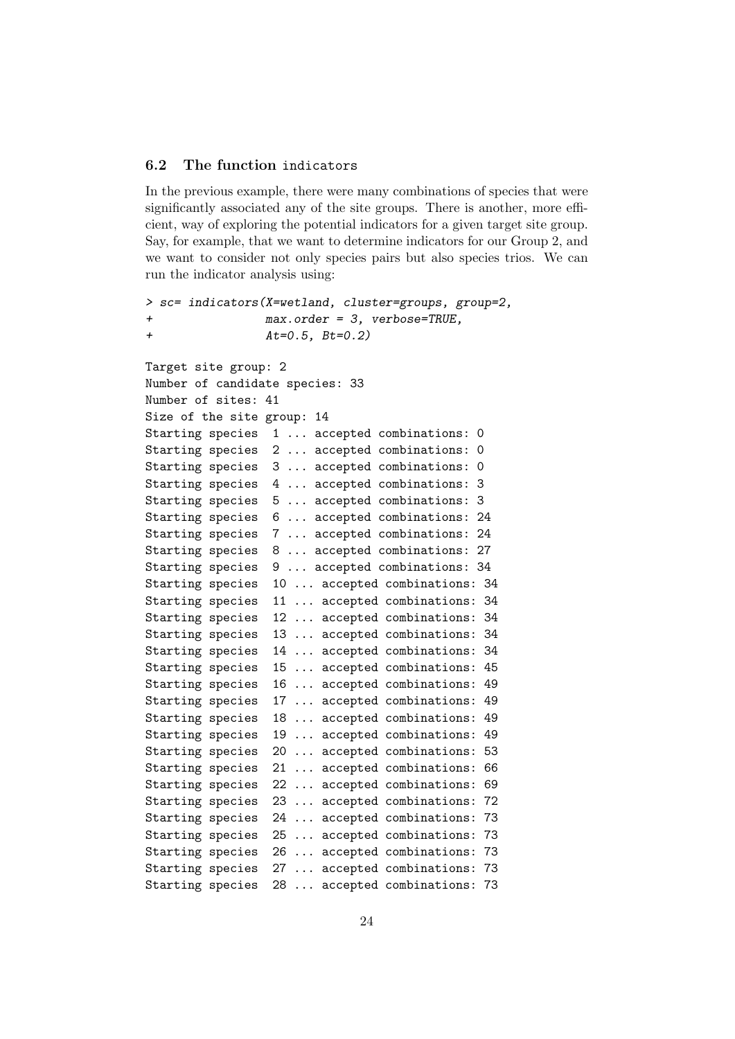### 6.2 The function `indicators`

In the previous example, there were many combinations of species that were significantly associated any of the site groups. There is another, more efficient, way of exploring the potential indicators for a given target site group. Say, for example, that we want to determine indicators for our Group 2, and we want to consider not only species pairs but also species trios. We can run the indicator analysis using:

```
> sc= indicators(X=wetland, cluster=groups, group=2,
+                max.order = 3, verbose=TRUE,
+                At=0.5, Bt=0.2)

Target site group: 2
Number of candidate species: 33
Number of sites: 41
Size of the site group: 14
Starting species  1 ... accepted combinations: 0
Starting species  2 ... accepted combinations: 0
Starting species  3 ... accepted combinations: 0
Starting species  4 ... accepted combinations: 3
Starting species  5 ... accepted combinations: 3
Starting species  6 ... accepted combinations: 24
Starting species  7 ... accepted combinations: 24
Starting species  8 ... accepted combinations: 27
Starting species  9 ... accepted combinations: 34
Starting species  10 ... accepted combinations: 34
Starting species  11 ... accepted combinations: 34
Starting species  12 ... accepted combinations: 34
Starting species  13 ... accepted combinations: 34
Starting species  14 ... accepted combinations: 34
Starting species  15 ... accepted combinations: 45
Starting species  16 ... accepted combinations: 49
Starting species  17 ... accepted combinations: 49
Starting species  18 ... accepted combinations: 49
Starting species  19 ... accepted combinations: 49
Starting species  20 ... accepted combinations: 53
Starting species  21 ... accepted combinations: 66
Starting species  22 ... accepted combinations: 69
Starting species  23 ... accepted combinations: 72
Starting species  24 ... accepted combinations: 73
Starting species  25 ... accepted combinations: 73
Starting species  26 ... accepted combinations: 73
Starting species  27 ... accepted combinations: 73
Starting species  28 ... accepted combinations: 73
```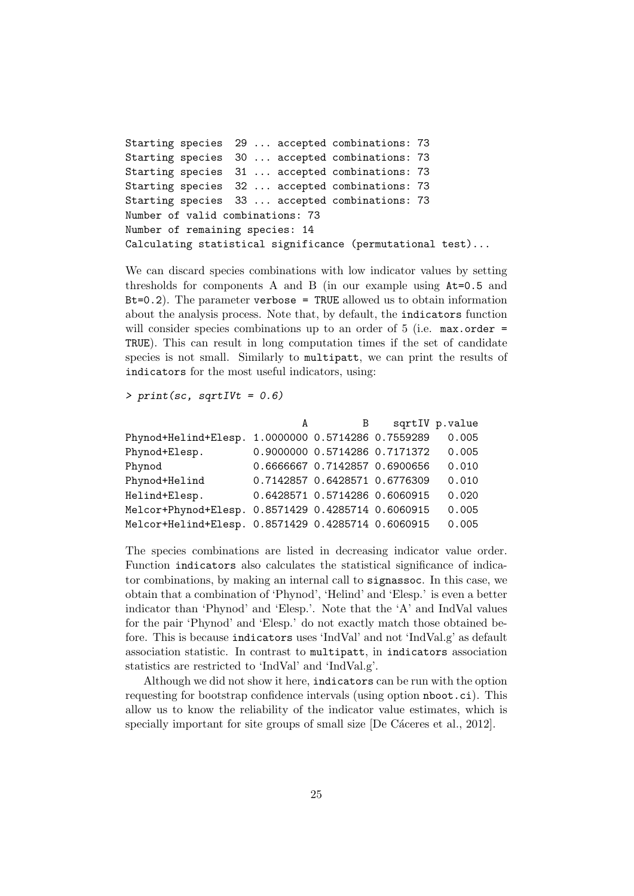```
Starting species  29 ... accepted combinations: 73
Starting species  30 ... accepted combinations: 73
Starting species  31 ... accepted combinations: 73
Starting species  32 ... accepted combinations: 73
Starting species  33 ... accepted combinations: 73
Number of valid combinations: 73
Number of remaining species: 14
Calculating statistical significance (permutational test)...
```

We can discard species combinations with low indicator values by setting thresholds for components A and B (in our example using `At=0.5` and `Bt=0.2`). The parameter `verbose = TRUE` allowed us to obtain information about the analysis process. Note that, by default, the `indicators` function will consider species combinations up to an order of 5 (i.e. `max.order = TRUE`). This can result in long computation times if the set of candidate species is not small. Similarly to `multipatt`, we can print the results of `indicators` for the most useful indicators, using:

```
> print(sc, sqrtIVt = 0.6)
```

```
                              A         B    sqrtIV p.value
Phynod+Helind+Elesp. 1.0000000 0.5714286 0.7559289   0.005
Phynod+Elesp.        0.9000000 0.5714286 0.7171372   0.005
Phynod               0.6666667 0.7142857 0.6900656   0.010
Phynod+Helind        0.7142857 0.6428571 0.6776309   0.010
Helind+Elesp.        0.6428571 0.5714286 0.6060915   0.020
Melcor+Phynod+Elesp. 0.8571429 0.4285714 0.6060915   0.005
Melcor+Helind+Elesp. 0.8571429 0.4285714 0.6060915   0.005
```

The species combinations are listed in decreasing indicator value order. Function `indicators` also calculates the statistical significance of indicator combinations, by making an internal call to `signassoc`. In this case, we obtain that a combination of 'Phynod', 'Helind' and 'Elesp.' is even a better indicator than 'Phynod' and 'Elesp.'. Note that the 'A' and IndVal values for the pair 'Phynod' and 'Elesp.' do not exactly match those obtained before. This is because `indicators` uses 'IndVal' and not 'IndVal.g' as default association statistic. In contrast to `multipatt`, in `indicators` association statistics are restricted to 'IndVal' and 'IndVal.g'.

Although we did not show it here, `indicators` can be run with the option requesting for bootstrap confidence intervals (using option `nboot.ci`). This allow us to know the reliability of the indicator value estimates, which is specially important for site groups of small size [De Cáceres et al., 2012].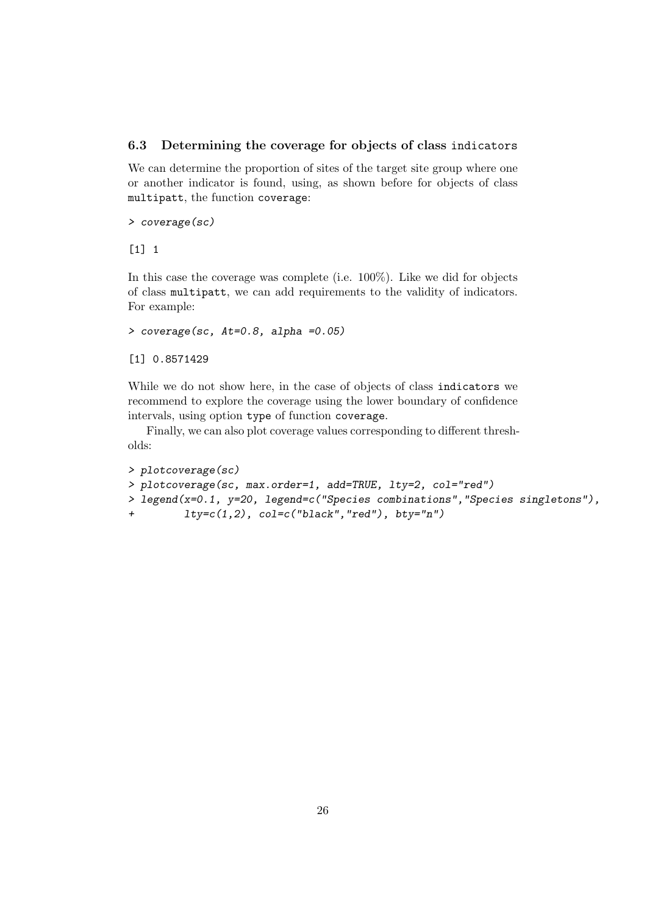### 6.3 Determining the coverage for objects of class `indicators`

We can determine the proportion of sites of the target site group where one or another indicator is found, using, as shown before for objects of class `multipatt`, the function `coverage`:

```
> coverage(sc)
```

```
[1] 1
```

In this case the coverage was complete (i.e. 100%). Like we did for objects of class `multipatt`, we can add requirements to the validity of indicators. For example:

```
> coverage(sc, At=0.8, alpha =0.05)
```

```
[1] 0.8571429
```

While we do not show here, in the case of objects of class `indicators` we recommend to explore the coverage using the lower boundary of confidence intervals, using option `type` of function `coverage`.

Finally, we can also plot coverage values corresponding to different thresholds:

```
> plotcoverage(sc)
> plotcoverage(sc, max.order=1, add=TRUE, lty=2, col="red")
> legend(x=0.1, y=20, legend=c("Species combinations","Species singletons"),
+        lty=c(1,2), col=c("black","red"), bty="n")
```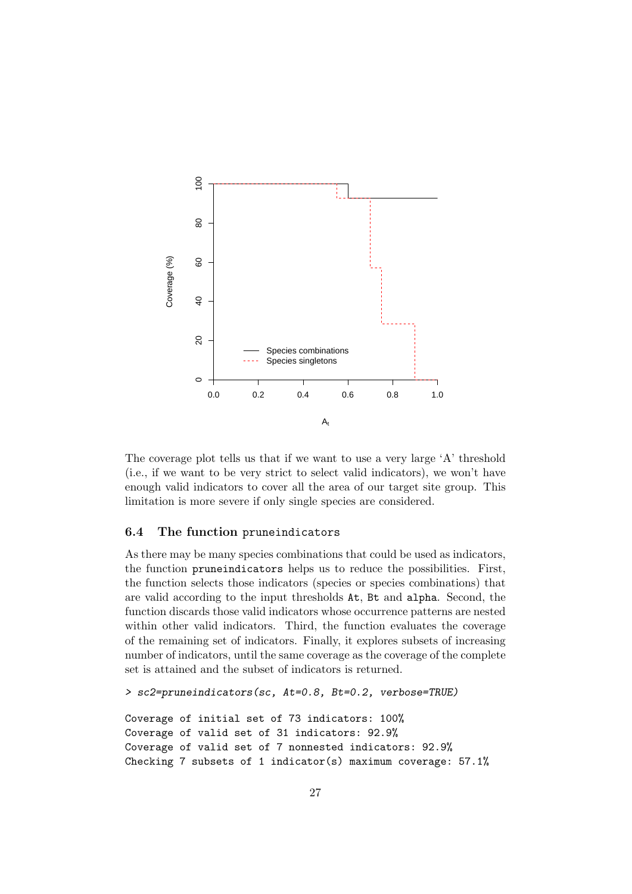The coverage plot tells us that if we want to use a very large 'A' threshold (i.e., if we want to be very strict to select valid indicators), we won't have enough valid indicators to cover all the area of our target site group. This limitation is more severe if only single species are considered.

### 6.4 The function `pruneindicators`

As there may be many species combinations that could be used as indicators, the function `pruneindicators` helps us to reduce the possibilities. First, the function selects those indicators (species or species combinations) that are valid according to the input thresholds `At`, `Bt` and `alpha`. Second, the function discards those valid indicators whose occurrence patterns are nested within other valid indicators. Third, the function evaluates the coverage of the remaining set of indicators. Finally, it explores subsets of increasing number of indicators, until the same coverage as the coverage of the complete set is attained and the subset of indicators is returned.

```
> sc2=pruneindicators(sc, At=0.8, Bt=0.2, verbose=TRUE)

Coverage of initial set of 73 indicators: 100%
Coverage of valid set of 31 indicators: 92.9%
Coverage of valid set of 7 nonnested indicators: 92.9%
Checking 7 subsets of 1 indicator(s) maximum coverage: 57.1%
```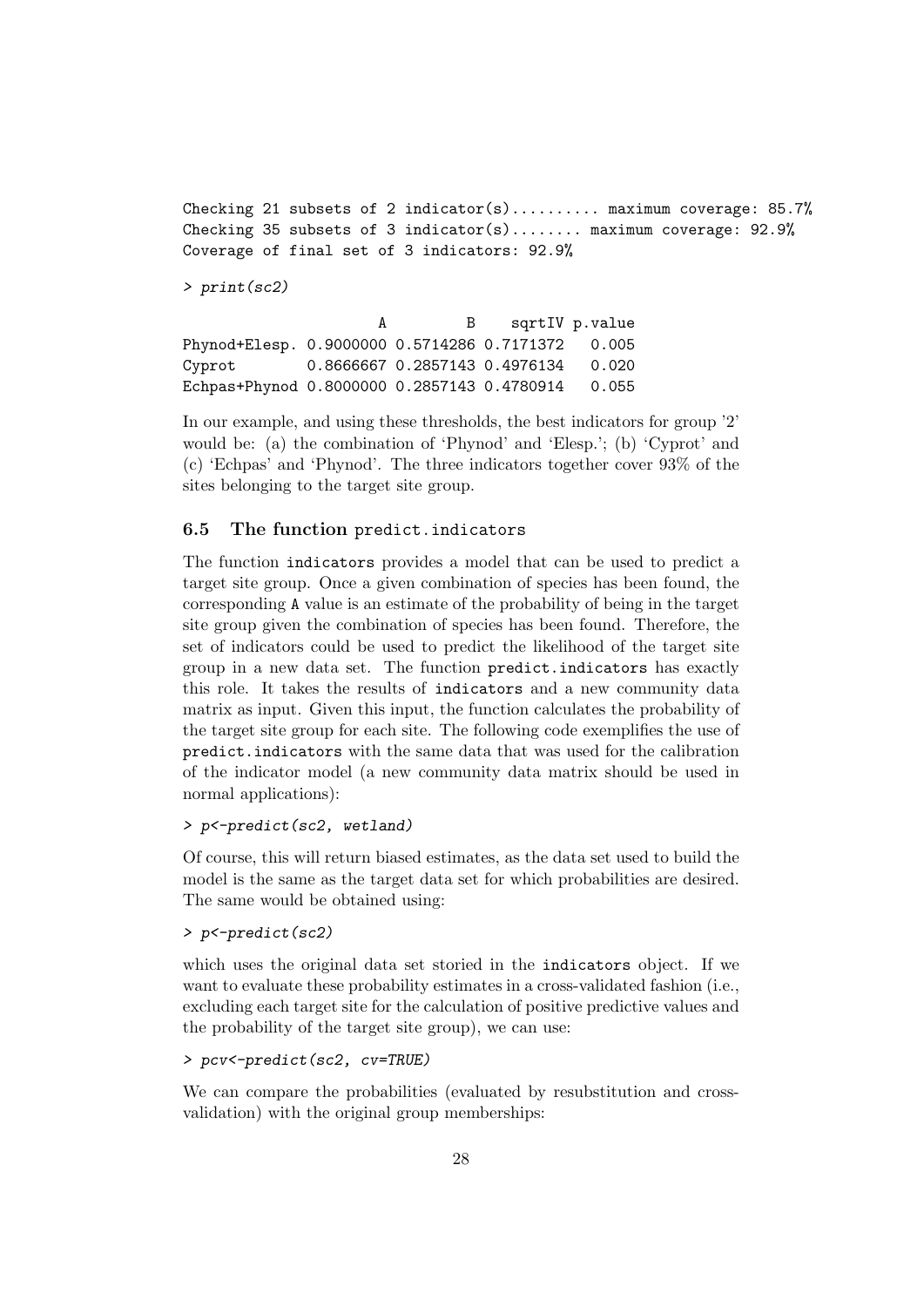```
Checking 21 subsets of 2 indicator(s).......... maximum coverage: 85.7%
Checking 35 subsets of 3 indicator(s)........ maximum coverage: 92.9%
Coverage of final set of 3 indicators: 92.9%
```

```
> print(sc2)

                      A         B    sqrtIV p.value
Phynod+Elesp. 0.9000000 0.5714286 0.7171372   0.005
Cyprot        0.8666667 0.2857143 0.4976134   0.020
Echpas+Phynod 0.8000000 0.2857143 0.4780914   0.055
```

In our example, and using these thresholds, the best indicators for group '2' would be: (a) the combination of 'Phynod' and 'Elesp.'; (b) 'Cyprot' and (c) 'Echpas' and 'Phynod'. The three indicators together cover 93% of the sites belonging to the target site group.

### 6.5 The function `predict.indicators`

The function `indicators` provides a model that can be used to predict a target site group. Once a given combination of species has been found, the corresponding `A` value is an estimate of the probability of being in the target site group given the combination of species has been found. Therefore, the set of indicators could be used to predict the likelihood of the target site group in a new data set. The function `predict.indicators` has exactly this role. It takes the results of `indicators` and a new community data matrix as input. Given this input, the function calculates the probability of the target site group for each site. The following code exemplifies the use of `predict.indicators` with the same data that was used for the calibration of the indicator model (a new community data matrix should be used in normal applications):

```
> p<-predict(sc2, wetland)
```

Of course, this will return biased estimates, as the data set used to build the model is the same as the target data set for which probabilities are desired. The same would be obtained using:

```
> p<-predict(sc2)
```

which uses the original data set storied in the `indicators` object. If we want to evaluate these probability estimates in a cross-validated fashion (i.e., excluding each target site for the calculation of positive predictive values and the probability of the target site group), we can use:

```
> pcv<-predict(sc2, cv=TRUE)
```

We can compare the probabilities (evaluated by resubstitution and cross-validation) with the original group memberships: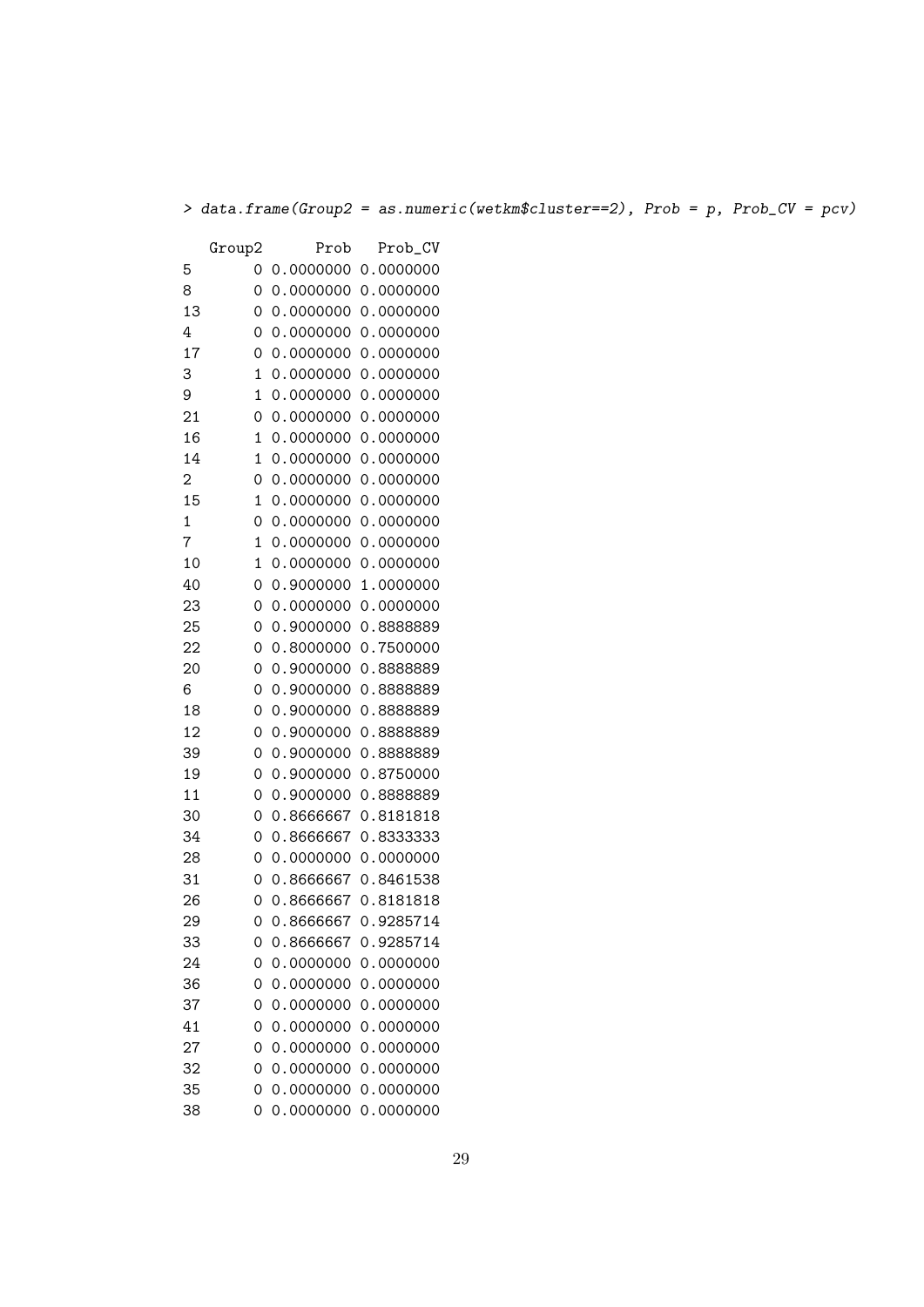```
> data.frame(Group2 = as.numeric(wetkm$cluster==2), Prob = p, Prob_CV = pcv)

   Group2      Prob   Prob_CV
5       0 0.0000000 0.0000000
8       0 0.0000000 0.0000000
13      0 0.0000000 0.0000000
4       0 0.0000000 0.0000000
17      0 0.0000000 0.0000000
3       1 0.0000000 0.0000000
9       1 0.0000000 0.0000000
21      0 0.0000000 0.0000000
16      1 0.0000000 0.0000000
14      1 0.0000000 0.0000000
2       0 0.0000000 0.0000000
15      1 0.0000000 0.0000000
1       0 0.0000000 0.0000000
7       1 0.0000000 0.0000000
10      1 0.0000000 0.0000000
40      0 0.9000000 1.0000000
23      0 0.0000000 0.0000000
25      0 0.9000000 0.8888889
22      0 0.8000000 0.7500000
20      0 0.9000000 0.8888889
6       0 0.9000000 0.8888889
18      0 0.9000000 0.8888889
12      0 0.9000000 0.8888889
39      0 0.9000000 0.8888889
19      0 0.9000000 0.8750000
11      0 0.9000000 0.8888889
30      0 0.8666667 0.8181818
34      0 0.8666667 0.8333333
28      0 0.0000000 0.0000000
31      0 0.8666667 0.8461538
26      0 0.8666667 0.8181818
29      0 0.8666667 0.9285714
33      0 0.8666667 0.9285714
24      0 0.0000000 0.0000000
36      0 0.0000000 0.0000000
37      0 0.0000000 0.0000000
41      0 0.0000000 0.0000000
27      0 0.0000000 0.0000000
32      0 0.0000000 0.0000000
35      0 0.0000000 0.0000000
38      0 0.0000000 0.0000000
```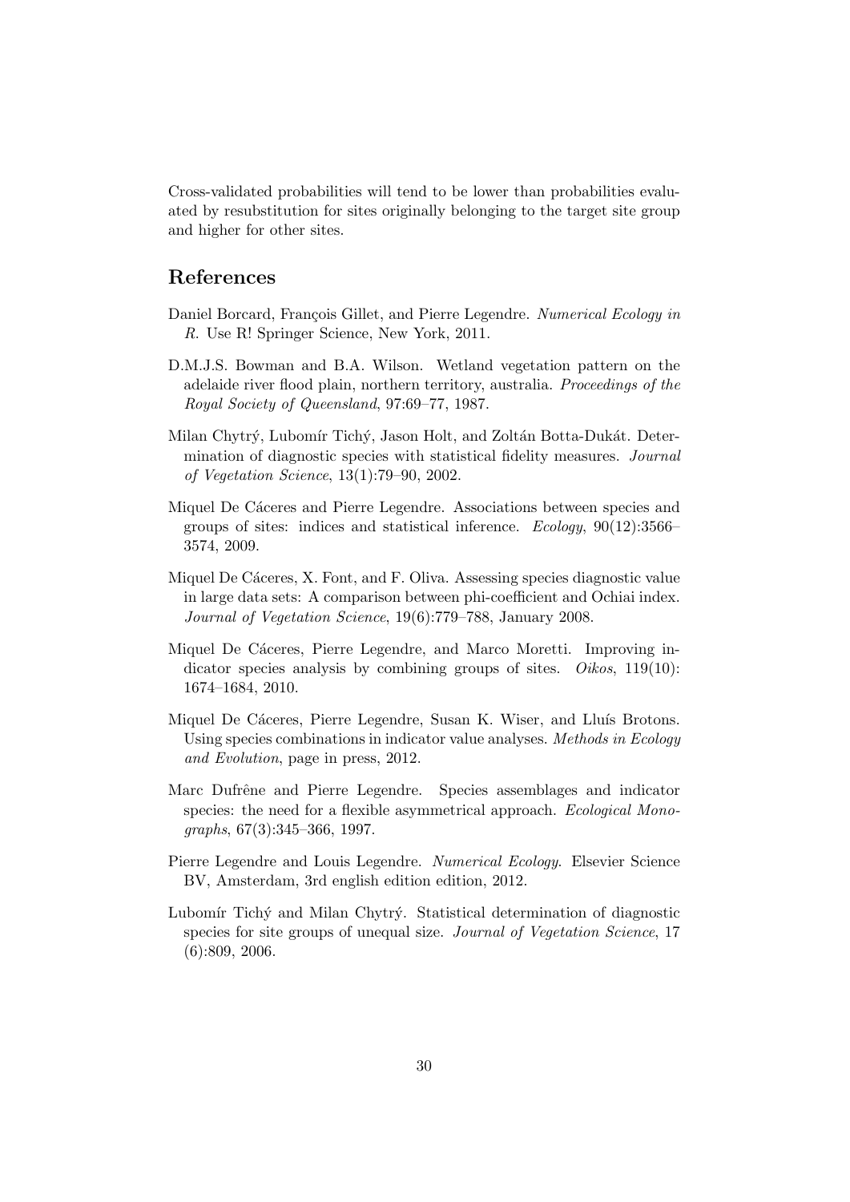Cross-validated probabilities will tend to be lower than probabilities evaluated by resubstitution for sites originally belonging to the target site group and higher for other sites.

## References

Daniel Borcard, François Gillet, and Pierre Legendre. *Numerical Ecology in R*. Use R! Springer Science, New York, 2011.

D.M.J.S. Bowman and B.A. Wilson. Wetland vegetation pattern on the adelaide river flood plain, northern territory, australia. *Proceedings of the Royal Society of Queensland*, 97:69–77, 1987.

Milan Chytrý, Lubomír Tichý, Jason Holt, and Zoltán Botta-Dukát. Determination of diagnostic species with statistical fidelity measures. *Journal of Vegetation Science*, 13(1):79–90, 2002.

Miquel De Cáceres and Pierre Legendre. Associations between species and groups of sites: indices and statistical inference. *Ecology*, 90(12):3566–3574, 2009.

Miquel De Cáceres, X. Font, and F. Oliva. Assessing species diagnostic value in large data sets: A comparison between phi-coefficient and Ochiai index. *Journal of Vegetation Science*, 19(6):779–788, January 2008.

Miquel De Cáceres, Pierre Legendre, and Marco Moretti. Improving indicator species analysis by combining groups of sites. *Oikos*, 119(10): 1674–1684, 2010.

Miquel De Cáceres, Pierre Legendre, Susan K. Wiser, and Lluís Brotons. Using species combinations in indicator value analyses. *Methods in Ecology and Evolution*, page in press, 2012.

Marc Dufrêne and Pierre Legendre. Species assemblages and indicator species: the need for a flexible asymmetrical approach. *Ecological Monographs*, 67(3):345–366, 1997.

Pierre Legendre and Louis Legendre. *Numerical Ecology*. Elsevier Science BV, Amsterdam, 3rd english edition edition, 2012.

Lubomír Tichý and Milan Chytrý. Statistical determination of diagnostic species for site groups of unequal size. *Journal of Vegetation Science*, 17 (6):809, 2006.